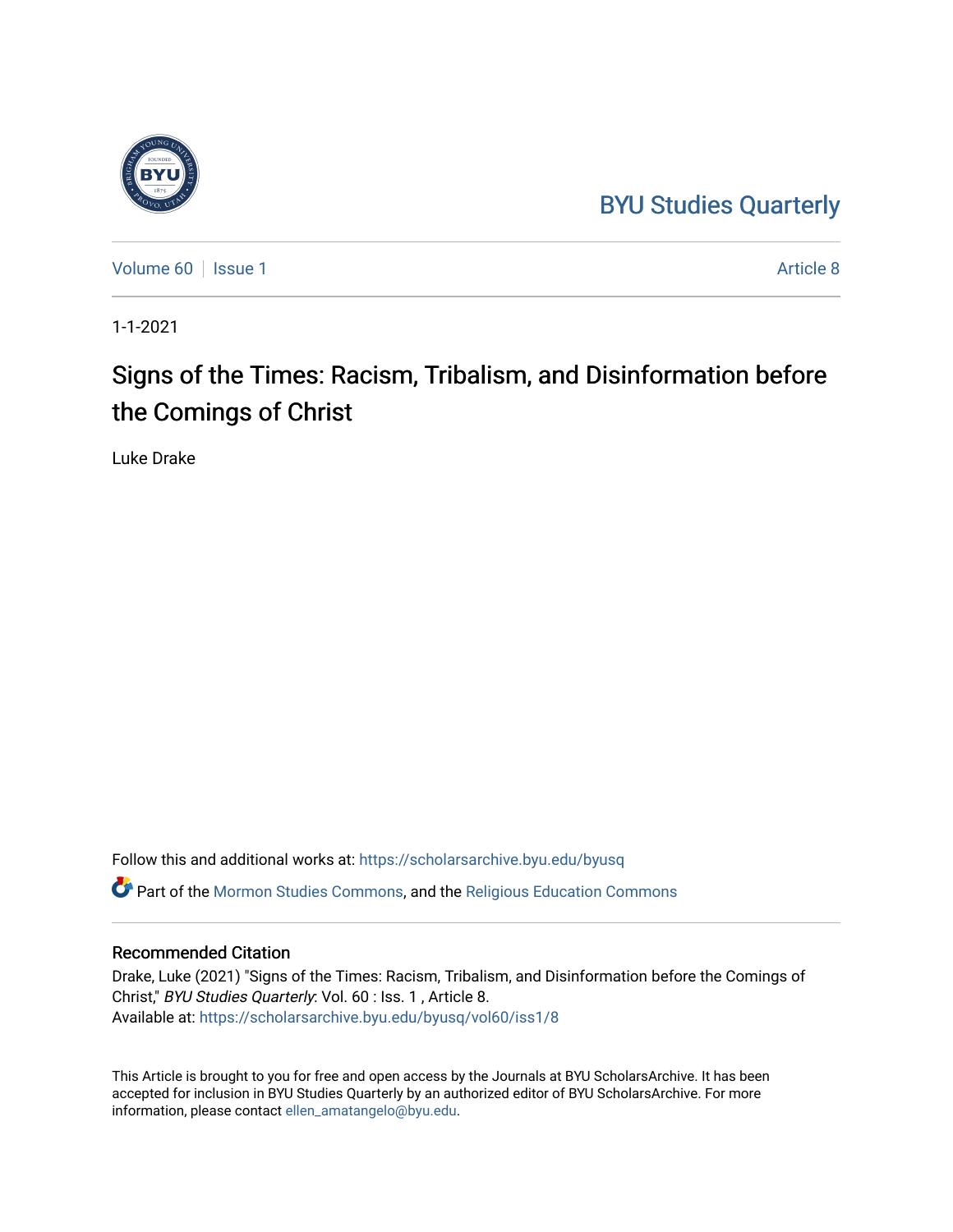BYU Studies Quarterly

Volume 60 | Issue 1 | Article 8

1-1-2021

# Signs of the Times: Racism, Tribalism, and Disinformation before the Comings of Christ

Luke Drake

Follow this and additional works at: https://scholarsarchive.byu.edu/byusq

Part of the Mormon Studies Commons, and the Religious Education Commons

## Recommended Citation

Drake, Luke (2021) "Signs of the Times: Racism, Tribalism, and Disinformation before the Comings of Christ," *BYU Studies Quarterly*: Vol. 60 : Iss. 1 , Article 8.
Available at: https://scholarsarchive.byu.edu/byusq/vol60/iss1/8

This Article is brought to you for free and open access by the Journals at BYU ScholarsArchive. It has been accepted for inclusion in BYU Studies Quarterly by an authorized editor of BYU ScholarsArchive. For more information, please contact ellen_amatangelo@byu.edu.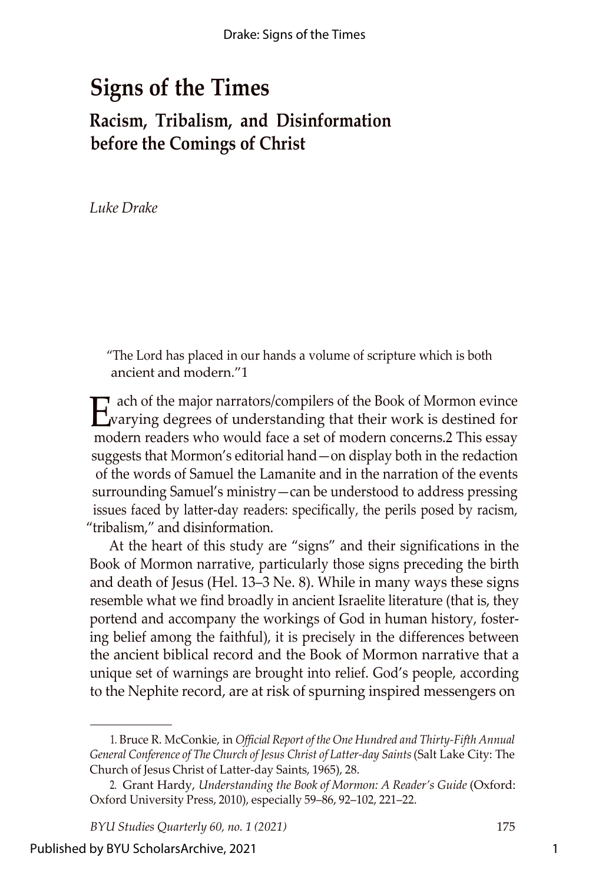# Signs of the Times

## Racism, Tribalism, and Disinformation before the Comings of Christ

*Luke Drake*

> "The Lord has placed in our hands a volume of scripture which is both ancient and modern."[1]

Each of the major narrators/compilers of the Book of Mormon evince varying degrees of understanding that their work is destined for modern readers who would face a set of modern concerns.[2] This essay suggests that Mormon's editorial hand—on display both in the redaction of the words of Samuel the Lamanite and in the narration of the events surrounding Samuel's ministry—can be understood to address pressing issues faced by latter-day readers: specifically, the perils posed by racism, "tribalism," and disinformation.

At the heart of this study are "signs" and their significations in the Book of Mormon narrative, particularly those signs preceding the birth and death of Jesus (Hel. 13–3 Ne. 8). While in many ways these signs resemble what we find broadly in ancient Israelite literature (that is, they portend and accompany the workings of God in human history, fostering belief among the faithful), it is precisely in the differences between the ancient biblical record and the Book of Mormon narrative that a unique set of warnings are brought into relief. God's people, according to the Nephite record, are at risk of spurning inspired messengers on

---

1. Bruce R. McConkie, in *Official Report of the One Hundred and Thirty-Fifth Annual General Conference of The Church of Jesus Christ of Latter-day Saints* (Salt Lake City: The Church of Jesus Christ of Latter-day Saints, 1965), 28.

2. Grant Hardy, *Understanding the Book of Mormon: A Reader's Guide* (Oxford: Oxford University Press, 2010), especially 59–86, 92–102, 221–22.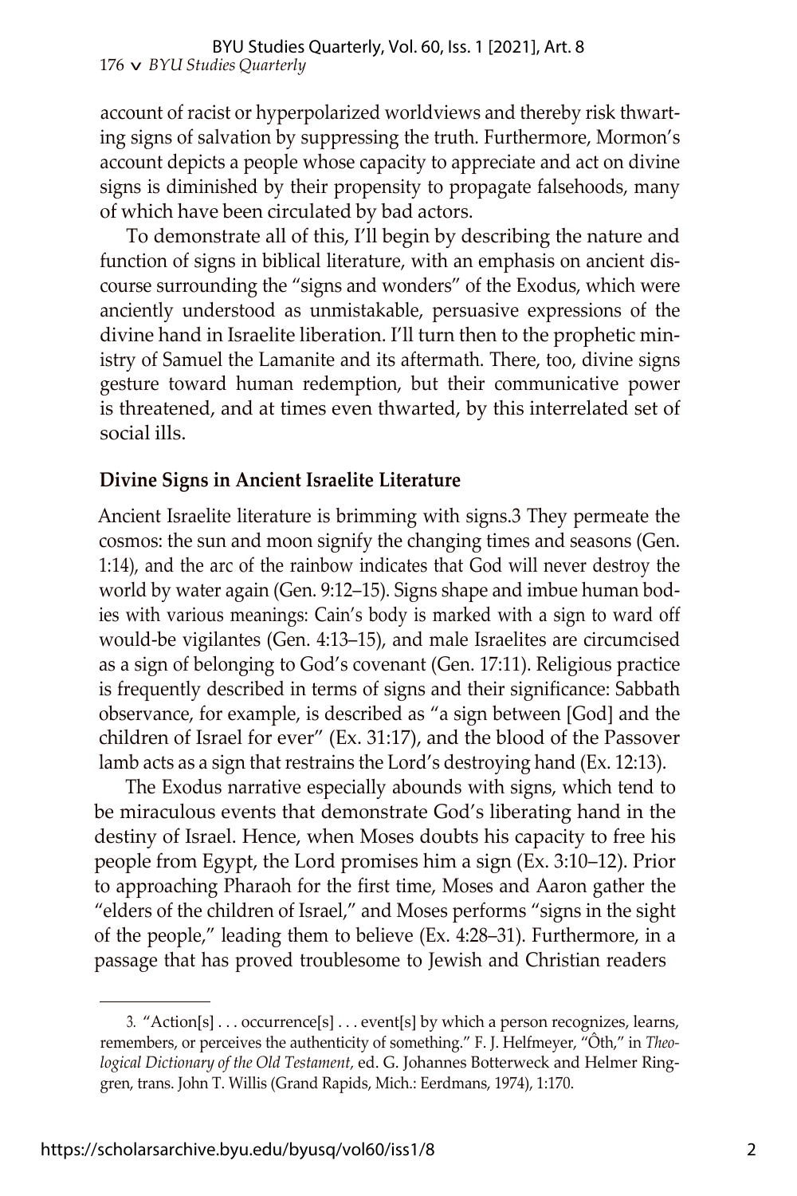account of racist or hyperpolarized worldviews and thereby risk thwarting signs of salvation by suppressing the truth. Furthermore, Mormon's account depicts a people whose capacity to appreciate and act on divine signs is diminished by their propensity to propagate falsehoods, many of which have been circulated by bad actors.

To demonstrate all of this, I'll begin by describing the nature and function of signs in biblical literature, with an emphasis on ancient discourse surrounding the "signs and wonders" of the Exodus, which were anciently understood as unmistakable, persuasive expressions of the divine hand in Israelite liberation. I'll turn then to the prophetic ministry of Samuel the Lamanite and its aftermath. There, too, divine signs gesture toward human redemption, but their communicative power is threatened, and at times even thwarted, by this interrelated set of social ills.

## Divine Signs in Ancient Israelite Literature

Ancient Israelite literature is brimming with signs.[3] They permeate the cosmos: the sun and moon signify the changing times and seasons (Gen. 1:14), and the arc of the rainbow indicates that God will never destroy the world by water again (Gen. 9:12–15). Signs shape and imbue human bodies with various meanings: Cain's body is marked with a sign to ward off would-be vigilantes (Gen. 4:13–15), and male Israelites are circumcised as a sign of belonging to God's covenant (Gen. 17:11). Religious practice is frequently described in terms of signs and their significance: Sabbath observance, for example, is described as "a sign between [God] and the children of Israel for ever" (Ex. 31:17), and the blood of the Passover lamb acts as a sign that restrains the Lord's destroying hand (Ex. 12:13).

The Exodus narrative especially abounds with signs, which tend to be miraculous events that demonstrate God's liberating hand in the destiny of Israel. Hence, when Moses doubts his capacity to free his people from Egypt, the Lord promises him a sign (Ex. 3:10–12). Prior to approaching Pharaoh for the first time, Moses and Aaron gather the "elders of the children of Israel," and Moses performs "signs in the sight of the people," leading them to believe (Ex. 4:28–31). Furthermore, in a passage that has proved troublesome to Jewish and Christian readers

---

3. "Action[s] . . . occurrence[s] . . . event[s] by which a person recognizes, learns, remembers, or perceives the authenticity of something." F. J. Helfmeyer, "Ôth," in *Theological Dictionary of the Old Testament,* ed. G. Johannes Botterweck and Helmer Ringgren, trans. John T. Willis (Grand Rapids, Mich.: Eerdmans, 1974), 1:170.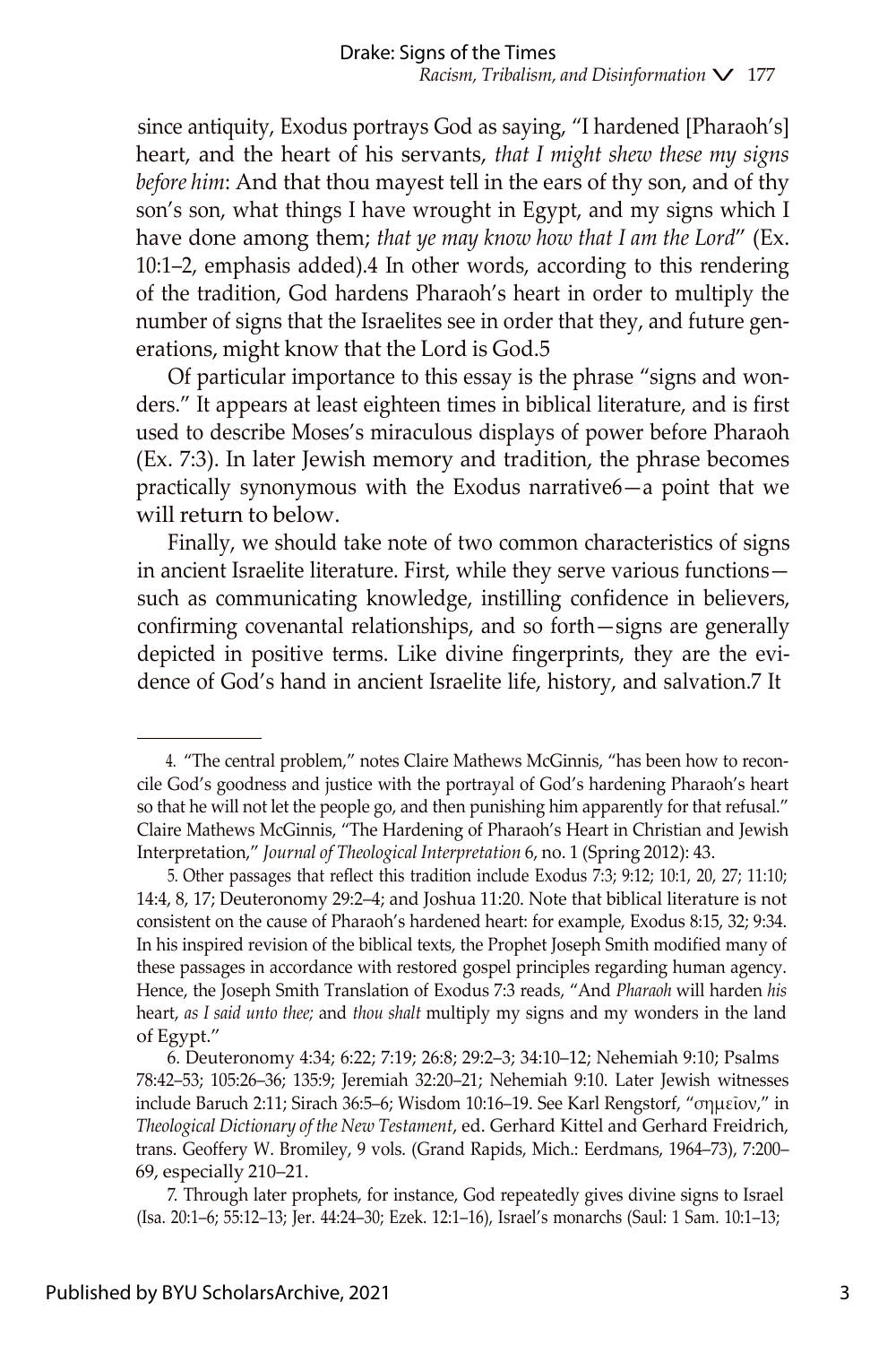since antiquity, Exodus portrays God as saying, "I hardened [Pharaoh's] heart, and the heart of his servants, *that I might shew these my signs before him*: And that thou mayest tell in the ears of thy son, and of thy son's son, what things I have wrought in Egypt, and my signs which I have done among them; *that ye may know how that I am the Lord*" (Ex. 10:1–2, emphasis added).[4] In other words, according to this rendering of the tradition, God hardens Pharaoh's heart in order to multiply the number of signs that the Israelites see in order that they, and future generations, might know that the Lord is God.[5]

Of particular importance to this essay is the phrase "signs and wonders." It appears at least eighteen times in biblical literature, and is first used to describe Moses's miraculous displays of power before Pharaoh (Ex. 7:3). In later Jewish memory and tradition, the phrase becomes practically synonymous with the Exodus narrative[6]—a point that we will return to below.

Finally, we should take note of two common characteristics of signs in ancient Israelite literature. First, while they serve various functions—such as communicating knowledge, instilling confidence in believers, confirming covenantal relationships, and so forth—signs are generally depicted in positive terms. Like divine fingerprints, they are the evidence of God's hand in ancient Israelite life, history, and salvation.[7] It

---

4. "The central problem," notes Claire Mathews McGinnis, "has been how to reconcile God's goodness and justice with the portrayal of God's hardening Pharaoh's heart so that he will not let the people go, and then punishing him apparently for that refusal." Claire Mathews McGinnis, "The Hardening of Pharaoh's Heart in Christian and Jewish Interpretation," *Journal of Theological Interpretation* 6, no. 1 (Spring 2012): 43.

5. Other passages that reflect this tradition include Exodus 7:3; 9:12; 10:1, 20, 27; 11:10; 14:4, 8, 17; Deuteronomy 29:2–4; and Joshua 11:20. Note that biblical literature is not consistent on the cause of Pharaoh's hardened heart: for example, Exodus 8:15, 32; 9:34. In his inspired revision of the biblical texts, the Prophet Joseph Smith modified many of these passages in accordance with restored gospel principles regarding human agency. Hence, the Joseph Smith Translation of Exodus 7:3 reads, "And *Pharaoh* will harden *his* heart, *as I said unto thee;* and *thou shalt* multiply my signs and my wonders in the land of Egypt."

6. Deuteronomy 4:34; 6:22; 7:19; 26:8; 29:2–3; 34:10–12; Nehemiah 9:10; Psalms 78:42–53; 105:26–36; 135:9; Jeremiah 32:20–21; Nehemiah 9:10. Later Jewish witnesses include Baruch 2:11; Sirach 36:5–6; Wisdom 10:16–19. See Karl Rengstorf, "σημεῖον," in *Theological Dictionary of the New Testament*, ed. Gerhard Kittel and Gerhard Freidrich, trans. Geoffery W. Bromiley, 9 vols. (Grand Rapids, Mich.: Eerdmans, 1964–73), 7:200–69, especially 210–21.

7. Through later prophets, for instance, God repeatedly gives divine signs to Israel (Isa. 20:1–6; 55:12–13; Jer. 44:24–30; Ezek. 12:1–16), Israel's monarchs (Saul: 1 Sam. 10:1–13;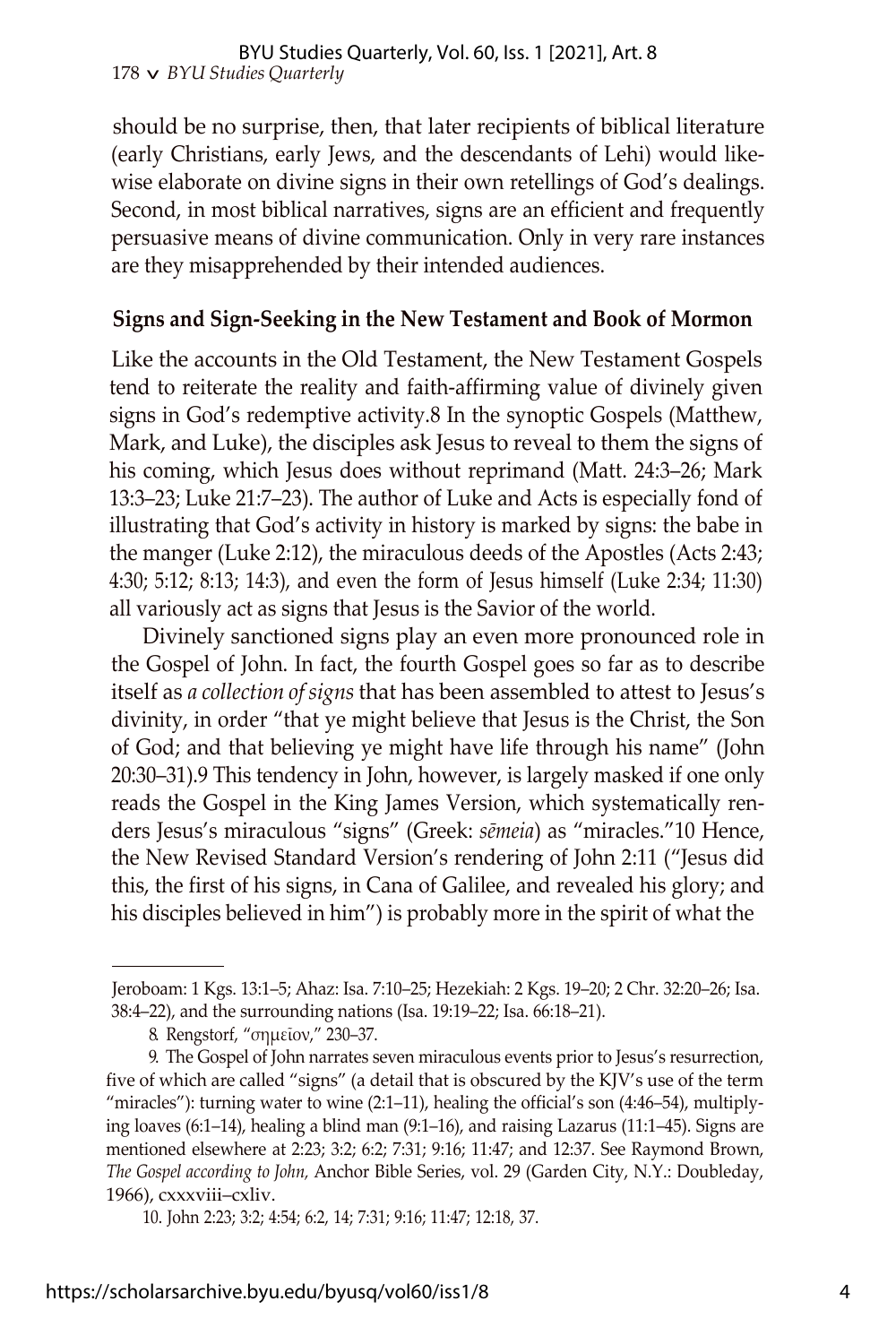should be no surprise, then, that later recipients of biblical literature (early Christians, early Jews, and the descendants of Lehi) would likewise elaborate on divine signs in their own retellings of God's dealings. Second, in most biblical narratives, signs are an efficient and frequently persuasive means of divine communication. Only in very rare instances are they misapprehended by their intended audiences.

## Signs and Sign-Seeking in the New Testament and Book of Mormon

Like the accounts in the Old Testament, the New Testament Gospels tend to reiterate the reality and faith-affirming value of divinely given signs in God's redemptive activity.[8] In the synoptic Gospels (Matthew, Mark, and Luke), the disciples ask Jesus to reveal to them the signs of his coming, which Jesus does without reprimand (Matt. 24:3–26; Mark 13:3–23; Luke 21:7–23). The author of Luke and Acts is especially fond of illustrating that God's activity in history is marked by signs: the babe in the manger (Luke 2:12), the miraculous deeds of the Apostles (Acts 2:43; 4:30; 5:12; 8:13; 14:3), and even the form of Jesus himself (Luke 2:34; 11:30) all variously act as signs that Jesus is the Savior of the world.

Divinely sanctioned signs play an even more pronounced role in the Gospel of John. In fact, the fourth Gospel goes so far as to describe itself as *a collection of signs* that has been assembled to attest to Jesus's divinity, in order "that ye might believe that Jesus is the Christ, the Son of God; and that believing ye might have life through his name" (John 20:30–31).[9] This tendency in John, however, is largely masked if one only reads the Gospel in the King James Version, which systematically renders Jesus's miraculous "signs" (Greek: *sēmeia*) as "miracles."[10] Hence, the New Revised Standard Version's rendering of John 2:11 ("Jesus did this, the first of his signs, in Cana of Galilee, and revealed his glory; and his disciples believed in him") is probably more in the spirit of what the

---

Jeroboam: 1 Kgs. 13:1–5; Ahaz: Isa. 7:10–25; Hezekiah: 2 Kgs. 19–20; 2 Chr. 32:20–26; Isa. 38:4–22), and the surrounding nations (Isa. 19:19–22; Isa. 66:18–21).

8. Rengstorf, "σημεῖον," 230–37.

9. The Gospel of John narrates seven miraculous events prior to Jesus's resurrection, five of which are called "signs" (a detail that is obscured by the KJV's use of the term "miracles"): turning water to wine (2:1–11), healing the official's son (4:46–54), multiplying loaves (6:1–14), healing a blind man (9:1–16), and raising Lazarus (11:1–45). Signs are mentioned elsewhere at 2:23; 3:2; 6:2; 7:31; 9:16; 11:47; and 12:37. See Raymond Brown, *The Gospel according to John,* Anchor Bible Series, vol. 29 (Garden City, N.Y.: Doubleday, 1966), cxxxviii–cxliv.

10. John 2:23; 3:2; 4:54; 6:2, 14; 7:31; 9:16; 11:47; 12:18, 37.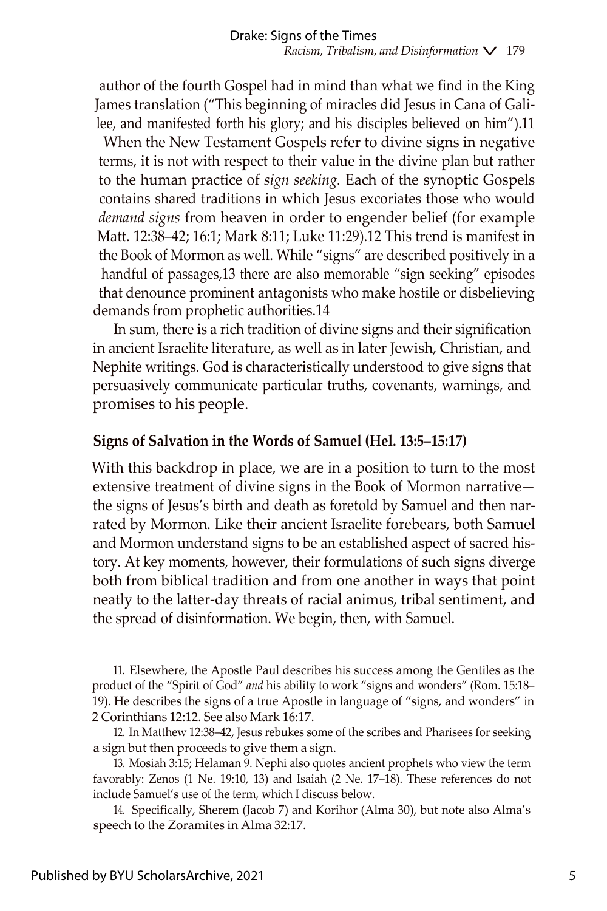author of the fourth Gospel had in mind than what we find in the King James translation ("This beginning of miracles did Jesus in Cana of Galilee, and manifested forth his glory; and his disciples believed on him").[11]

When the New Testament Gospels refer to divine signs in negative terms, it is not with respect to their value in the divine plan but rather to the human practice of *sign seeking*. Each of the synoptic Gospels contains shared traditions in which Jesus excoriates those who would *demand signs* from heaven in order to engender belief (for example Matt. 12:38–42; 16:1; Mark 8:11; Luke 11:29).[12] This trend is manifest in the Book of Mormon as well. While "signs" are described positively in a handful of passages,[13] there are also memorable "sign seeking" episodes that denounce prominent antagonists who make hostile or disbelieving demands from prophetic authorities.[14]

In sum, there is a rich tradition of divine signs and their signification in ancient Israelite literature, as well as in later Jewish, Christian, and Nephite writings. God is characteristically understood to give signs that persuasively communicate particular truths, covenants, warnings, and promises to his people.

## Signs of Salvation in the Words of Samuel (Hel. 13:5–15:17)

With this backdrop in place, we are in a position to turn to the most extensive treatment of divine signs in the Book of Mormon narrative—the signs of Jesus's birth and death as foretold by Samuel and then narrated by Mormon. Like their ancient Israelite forebears, both Samuel and Mormon understand signs to be an established aspect of sacred history. At key moments, however, their formulations of such signs diverge both from biblical tradition and from one another in ways that point neatly to the latter-day threats of racial animus, tribal sentiment, and the spread of disinformation. We begin, then, with Samuel.

---

11. Elsewhere, the Apostle Paul describes his success among the Gentiles as the product of the "Spirit of God" *and* his ability to work "signs and wonders" (Rom. 15:18–19). He describes the signs of a true Apostle in language of "signs, and wonders" in 2 Corinthians 12:12. See also Mark 16:17.

12. In Matthew 12:38–42, Jesus rebukes some of the scribes and Pharisees for seeking a sign but then proceeds to give them a sign.

13. Mosiah 3:15; Helaman 9. Nephi also quotes ancient prophets who view the term favorably: Zenos (1 Ne. 19:10, 13) and Isaiah (2 Ne. 17–18). These references do not include Samuel's use of the term, which I discuss below.

14. Specifically, Sherem (Jacob 7) and Korihor (Alma 30), but note also Alma's speech to the Zoramites in Alma 32:17.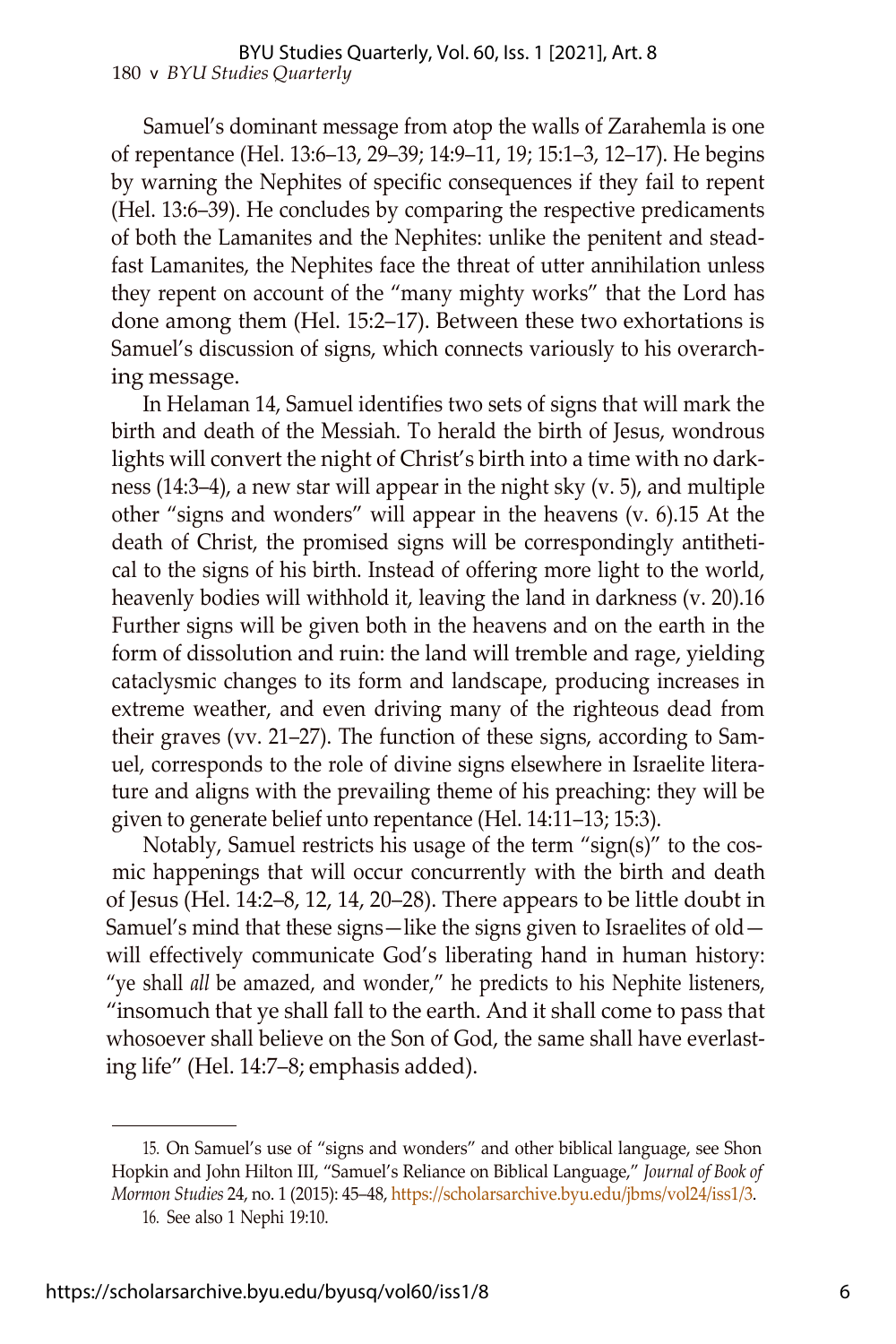Samuel's dominant message from atop the walls of Zarahemla is one of repentance (Hel. 13:6–13, 29–39; 14:9–11, 19; 15:1–3, 12–17). He begins by warning the Nephites of specific consequences if they fail to repent (Hel. 13:6–39). He concludes by comparing the respective predicaments of both the Lamanites and the Nephites: unlike the penitent and steadfast Lamanites, the Nephites face the threat of utter annihilation unless they repent on account of the "many mighty works" that the Lord has done among them (Hel. 15:2–17). Between these two exhortations is Samuel's discussion of signs, which connects variously to his overarching message.

In Helaman 14, Samuel identifies two sets of signs that will mark the birth and death of the Messiah. To herald the birth of Jesus, wondrous lights will convert the night of Christ's birth into a time with no darkness (14:3–4), a new star will appear in the night sky (v. 5), and multiple other "signs and wonders" will appear in the heavens (v. 6).[15] At the death of Christ, the promised signs will be correspondingly antithetical to the signs of his birth. Instead of offering more light to the world, heavenly bodies will withhold it, leaving the land in darkness (v. 20).[16] Further signs will be given both in the heavens and on the earth in the form of dissolution and ruin: the land will tremble and rage, yielding cataclysmic changes to its form and landscape, producing increases in extreme weather, and even driving many of the righteous dead from their graves (vv. 21–27). The function of these signs, according to Samuel, corresponds to the role of divine signs elsewhere in Israelite literature and aligns with the prevailing theme of his preaching: they will be given to generate belief unto repentance (Hel. 14:11–13; 15:3).

Notably, Samuel restricts his usage of the term "sign(s)" to the cosmic happenings that will occur concurrently with the birth and death of Jesus (Hel. 14:2–8, 12, 14, 20–28). There appears to be little doubt in Samuel's mind that these signs—like the signs given to Israelites of old—will effectively communicate God's liberating hand in human history: "ye shall *all* be amazed, and wonder," he predicts to his Nephite listeners, "insomuch that ye shall fall to the earth. And it shall come to pass that whosoever shall believe on the Son of God, the same shall have everlasting life" (Hel. 14:7–8; emphasis added).

---

15. On Samuel's use of "signs and wonders" and other biblical language, see Shon Hopkin and John Hilton III, "Samuel's Reliance on Biblical Language," *Journal of Book of Mormon Studies* 24, no. 1 (2015): 45–48, https://scholarsarchive.byu.edu/jbms/vol24/iss1/3.

16. See also 1 Nephi 19:10.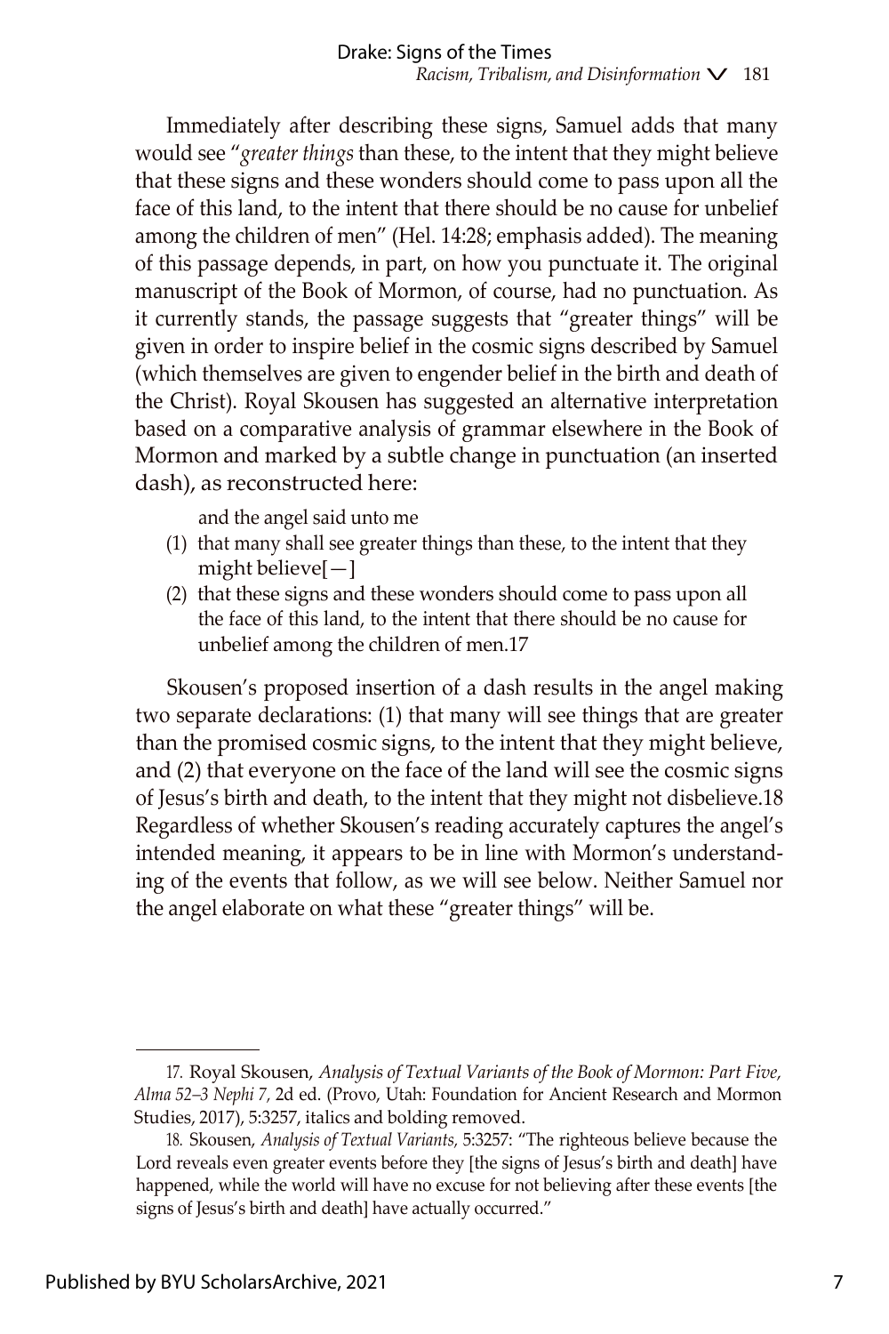Immediately after describing these signs, Samuel adds that many would see "*greater things* than these, to the intent that they might believe that these signs and these wonders should come to pass upon all the face of this land, to the intent that there should be no cause for unbelief among the children of men" (Hel. 14:28; emphasis added). The meaning of this passage depends, in part, on how you punctuate it. The original manuscript of the Book of Mormon, of course, had no punctuation. As it currently stands, the passage suggests that "greater things" will be given in order to inspire belief in the cosmic signs described by Samuel (which themselves are given to engender belief in the birth and death of the Christ). Royal Skousen has suggested an alternative interpretation based on a comparative analysis of grammar elsewhere in the Book of Mormon and marked by a subtle change in punctuation (an inserted dash), as reconstructed here:

> and the angel said unto me
>
> (1) that many shall see greater things than these, to the intent that they might believe[—]
>
> (2) that these signs and these wonders should come to pass upon all the face of this land, to the intent that there should be no cause for unbelief among the children of men.[17]

Skousen's proposed insertion of a dash results in the angel making two separate declarations: (1) that many will see things that are greater than the promised cosmic signs, to the intent that they might believe, and (2) that everyone on the face of the land will see the cosmic signs of Jesus's birth and death, to the intent that they might not disbelieve.[18] Regardless of whether Skousen's reading accurately captures the angel's intended meaning, it appears to be in line with Mormon's understanding of the events that follow, as we will see below. Neither Samuel nor the angel elaborate on what these "greater things" will be.

---

17. Royal Skousen, *Analysis of Textual Variants of the Book of Mormon: Part Five, Alma 52–3 Nephi 7*, 2d ed. (Provo, Utah: Foundation for Ancient Research and Mormon Studies, 2017), 5:3257, italics and bolding removed.

18. Skousen, *Analysis of Textual Variants*, 5:3257: "The righteous believe because the Lord reveals even greater events before they [the signs of Jesus's birth and death] have happened, while the world will have no excuse for not believing after these events [the signs of Jesus's birth and death] have actually occurred."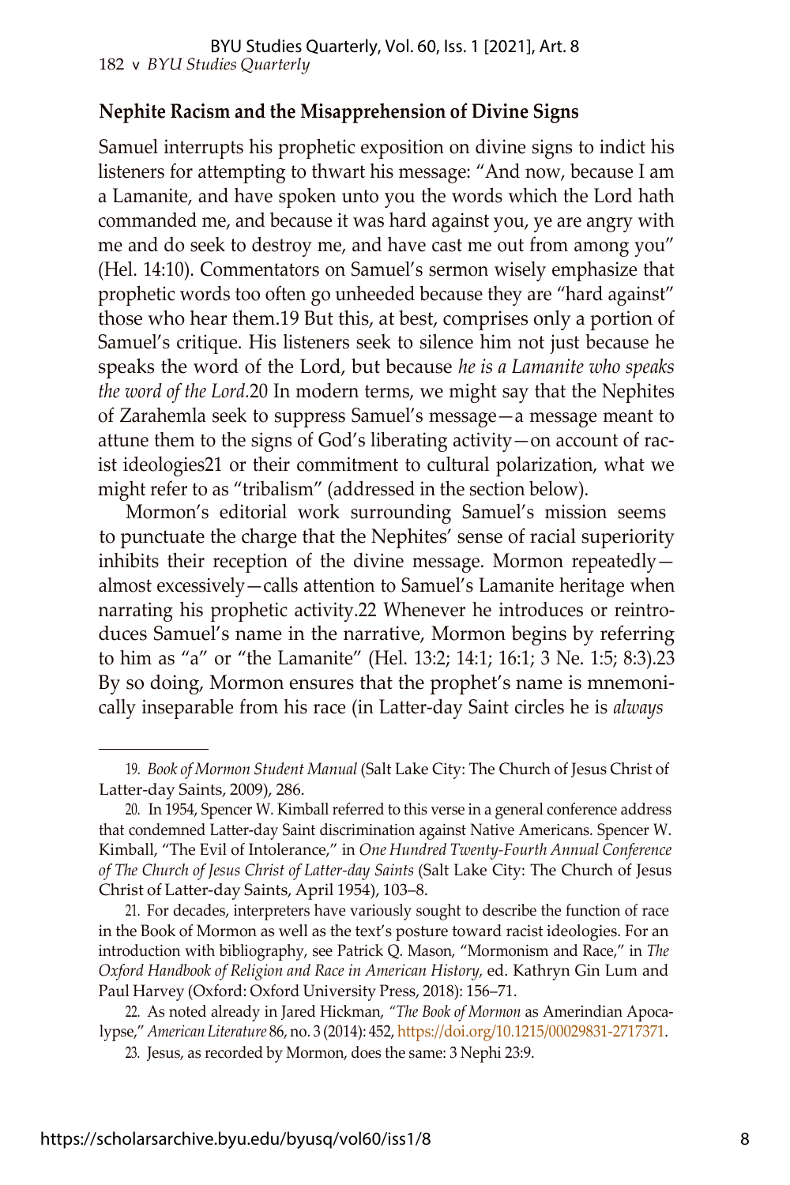## Nephite Racism and the Misapprehension of Divine Signs

Samuel interrupts his prophetic exposition on divine signs to indict his listeners for attempting to thwart his message: "And now, because I am a Lamanite, and have spoken unto you the words which the Lord hath commanded me, and because it was hard against you, ye are angry with me and do seek to destroy me, and have cast me out from among you" (Hel. 14:10). Commentators on Samuel's sermon wisely emphasize that prophetic words too often go unheeded because they are "hard against" those who hear them.[19] But this, at best, comprises only a portion of Samuel's critique. His listeners seek to silence him not just because he speaks the word of the Lord, but because *he is a Lamanite who speaks the word of the Lord.*[20] In modern terms, we might say that the Nephites of Zarahemla seek to suppress Samuel's message—a message meant to attune them to the signs of God's liberating activity—on account of racist ideologies[21] or their commitment to cultural polarization, what we might refer to as "tribalism" (addressed in the section below).

Mormon's editorial work surrounding Samuel's mission seems to punctuate the charge that the Nephites' sense of racial superiority inhibits their reception of the divine message. Mormon repeatedly—almost excessively—calls attention to Samuel's Lamanite heritage when narrating his prophetic activity.[22] Whenever he introduces or reintroduces Samuel's name in the narrative, Mormon begins by referring to him as "a" or "the Lamanite" (Hel. 13:2; 14:1; 16:1; 3 Ne. 1:5; 8:3).[23] By so doing, Mormon ensures that the prophet's name is mnemonically inseparable from his race (in Latter-day Saint circles he is *always*

---

19. *Book of Mormon Student Manual* (Salt Lake City: The Church of Jesus Christ of Latter-day Saints, 2009), 286.

20. In 1954, Spencer W. Kimball referred to this verse in a general conference address that condemned Latter-day Saint discrimination against Native Americans. Spencer W. Kimball, "The Evil of Intolerance," in *One Hundred Twenty-Fourth Annual Conference of The Church of Jesus Christ of Latter-day Saints* (Salt Lake City: The Church of Jesus Christ of Latter-day Saints, April 1954), 103–8.

21. For decades, interpreters have variously sought to describe the function of race in the Book of Mormon as well as the text's posture toward racist ideologies. For an introduction with bibliography, see Patrick Q. Mason, "Mormonism and Race," in *The Oxford Handbook of Religion and Race in American History,* ed. Kathryn Gin Lum and Paul Harvey (Oxford: Oxford University Press, 2018): 156–71.

22. As noted already in Jared Hickman, "*The Book of Mormon* as Amerindian Apocalypse," *American Literature* 86, no. 3 (2014): 452, https://doi.org/10.1215/00029831-2717371.

23. Jesus, as recorded by Mormon, does the same: 3 Nephi 23:9.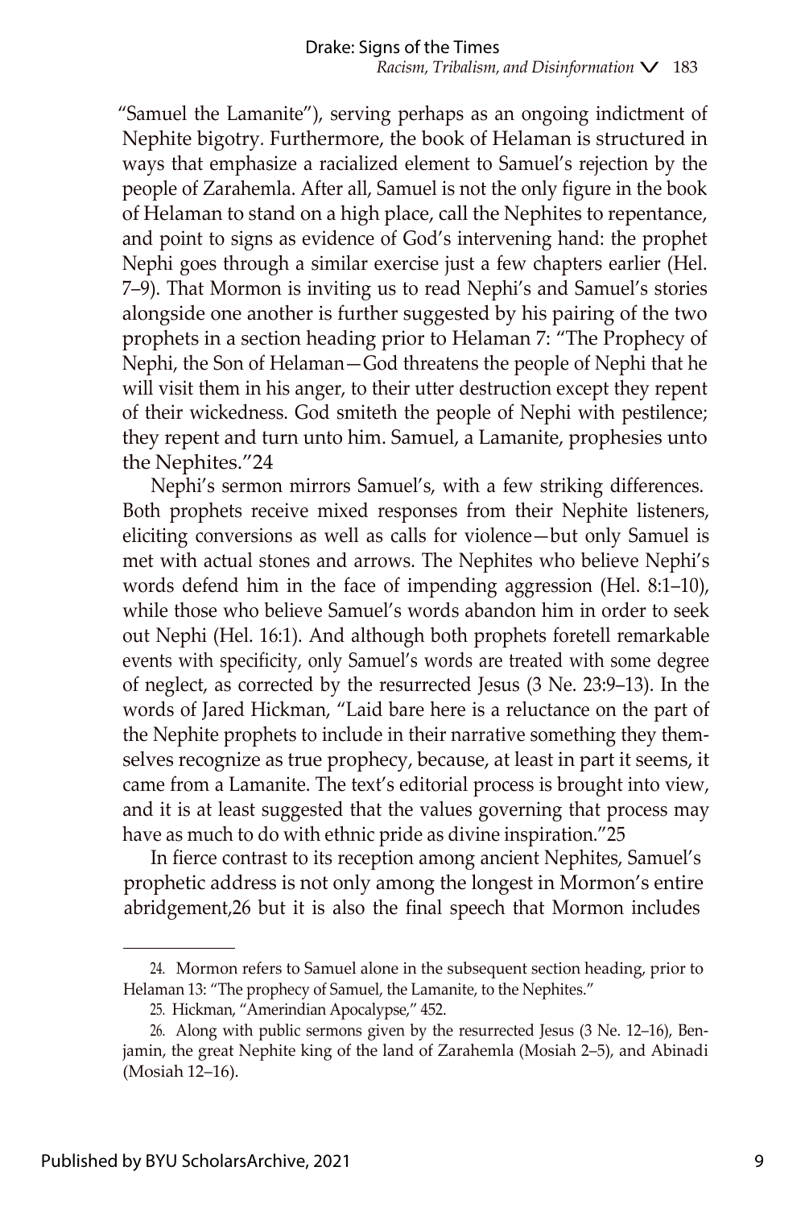"Samuel the Lamanite"), serving perhaps as an ongoing indictment of Nephite bigotry. Furthermore, the book of Helaman is structured in ways that emphasize a racialized element to Samuel's rejection by the people of Zarahemla. After all, Samuel is not the only figure in the book of Helaman to stand on a high place, call the Nephites to repentance, and point to signs as evidence of God's intervening hand: the prophet Nephi goes through a similar exercise just a few chapters earlier (Hel. 7–9). That Mormon is inviting us to read Nephi's and Samuel's stories alongside one another is further suggested by his pairing of the two prophets in a section heading prior to Helaman 7: "The Prophecy of Nephi, the Son of Helaman—God threatens the people of Nephi that he will visit them in his anger, to their utter destruction except they repent of their wickedness. God smiteth the people of Nephi with pestilence; they repent and turn unto him. Samuel, a Lamanite, prophesies unto the Nephites."[24]

Nephi's sermon mirrors Samuel's, with a few striking differences. Both prophets receive mixed responses from their Nephite listeners, eliciting conversions as well as calls for violence—but only Samuel is met with actual stones and arrows. The Nephites who believe Nephi's words defend him in the face of impending aggression (Hel. 8:1–10), while those who believe Samuel's words abandon him in order to seek out Nephi (Hel. 16:1). And although both prophets foretell remarkable events with specificity, only Samuel's words are treated with some degree of neglect, as corrected by the resurrected Jesus (3 Ne. 23:9–13). In the words of Jared Hickman, "Laid bare here is a reluctance on the part of the Nephite prophets to include in their narrative something they themselves recognize as true prophecy, because, at least in part it seems, it came from a Lamanite. The text's editorial process is brought into view, and it is at least suggested that the values governing that process may have as much to do with ethnic pride as divine inspiration."[25]

In fierce contrast to its reception among ancient Nephites, Samuel's prophetic address is not only among the longest in Mormon's entire abridgement,[26] but it is also the final speech that Mormon includes

---

24. Mormon refers to Samuel alone in the subsequent section heading, prior to Helaman 13: "The prophecy of Samuel, the Lamanite, to the Nephites."

25. Hickman, "Amerindian Apocalypse," 452.

26. Along with public sermons given by the resurrected Jesus (3 Ne. 12–16), Benjamin, the great Nephite king of the land of Zarahemla (Mosiah 2–5), and Abinadi (Mosiah 12–16).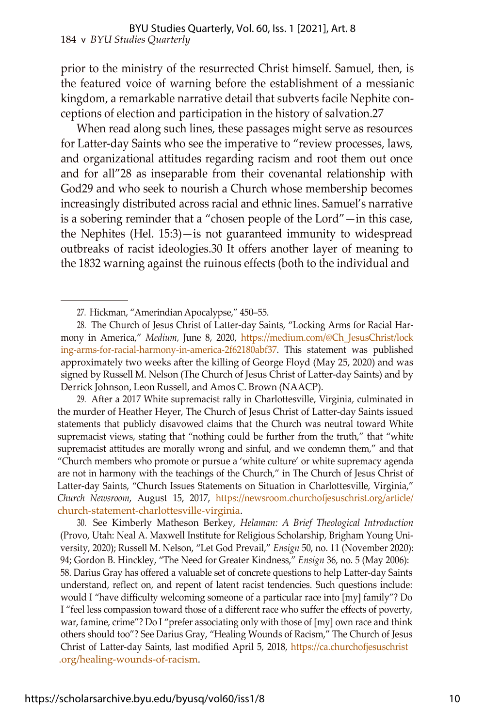prior to the ministry of the resurrected Christ himself. Samuel, then, is the featured voice of warning before the establishment of a messianic kingdom, a remarkable narrative detail that subverts facile Nephite conceptions of election and participation in the history of salvation.[27]

When read along such lines, these passages might serve as resources for Latter-day Saints who see the imperative to "review processes, laws, and organizational attitudes regarding racism and root them out once and for all"[28] as inseparable from their covenantal relationship with God[29] and who seek to nourish a Church whose membership becomes increasingly distributed across racial and ethnic lines. Samuel's narrative is a sobering reminder that a "chosen people of the Lord"—in this case, the Nephites (Hel. 15:3)—is not guaranteed immunity to widespread outbreaks of racist ideologies.[30] It offers another layer of meaning to the 1832 warning against the ruinous effects (both to the individual and

---

27. Hickman, "Amerindian Apocalypse," 450–55.

28. The Church of Jesus Christ of Latter-day Saints, "Locking Arms for Racial Harmony in America," *Medium*, June 8, 2020, https://medium.com/@Ch_JesusChrist/locking-arms-for-racial-harmony-in-america-2f62180abf37. This statement was published approximately two weeks after the killing of George Floyd (May 25, 2020) and was signed by Russell M. Nelson (The Church of Jesus Christ of Latter-day Saints) and by Derrick Johnson, Leon Russell, and Amos C. Brown (NAACP).

29. After a 2017 White supremacist rally in Charlottesville, Virginia, culminated in the murder of Heather Heyer, The Church of Jesus Christ of Latter-day Saints issued statements that publicly disavowed claims that the Church was neutral toward White supremacist views, stating that "nothing could be further from the truth," that "white supremacist attitudes are morally wrong and sinful, and we condemn them," and that "Church members who promote or pursue a 'white culture' or white supremacy agenda are not in harmony with the teachings of the Church," in The Church of Jesus Christ of Latter-day Saints, "Church Issues Statements on Situation in Charlottesville, Virginia," *Church Newsroom*, August 15, 2017, https://newsroom.churchofjesuschrist.org/article/church-statement-charlottesville-virginia.

30. See Kimberly Matheson Berkey, *Helaman: A Brief Theological Introduction* (Provo, Utah: Neal A. Maxwell Institute for Religious Scholarship, Brigham Young University, 2020); Russell M. Nelson, "Let God Prevail," *Ensign* 50, no. 11 (November 2020): 94; Gordon B. Hinckley, "The Need for Greater Kindness," *Ensign* 36, no. 5 (May 2006): 58. Darius Gray has offered a valuable set of concrete questions to help Latter-day Saints understand, reflect on, and repent of latent racist tendencies. Such questions include: would I "have difficulty welcoming someone of a particular race into [my] family"? Do I "feel less compassion toward those of a different race who suffer the effects of poverty, war, famine, crime"? Do I "prefer associating only with those of [my] own race and think others should too"? See Darius Gray, "Healing Wounds of Racism," The Church of Jesus Christ of Latter-day Saints, last modified April 5, 2018, https://ca.churchofjesuschrist.org/healing-wounds-of-racism.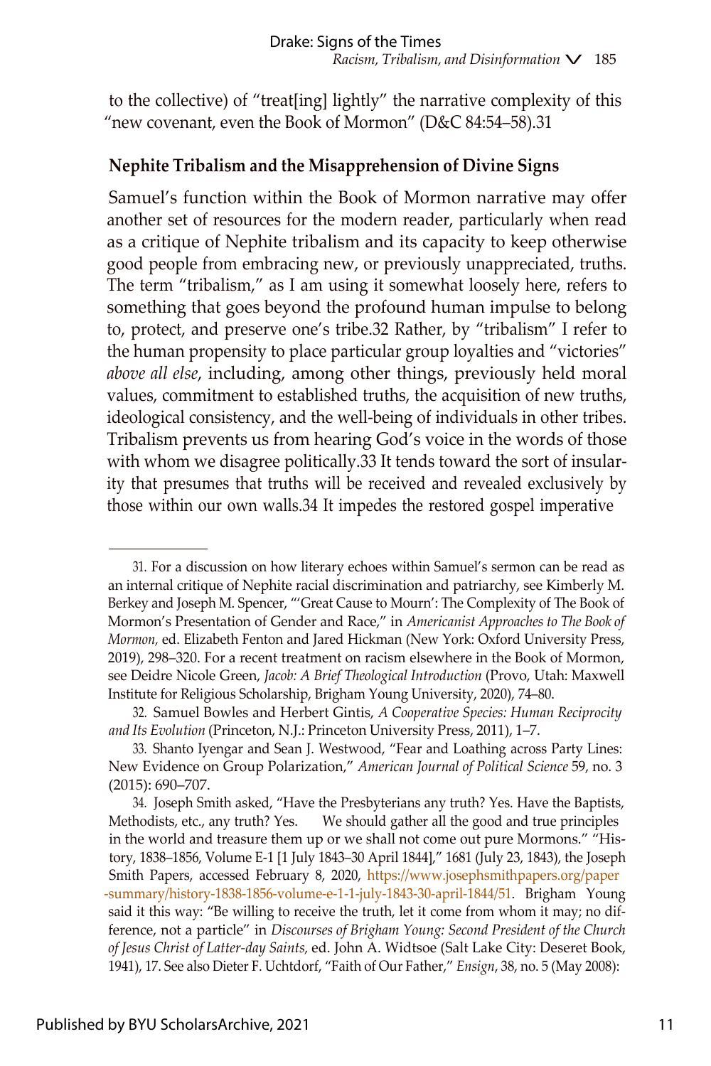to the collective) of "treat[ing] lightly" the narrative complexity of this "new covenant, even the Book of Mormon" (D&C 84:54–58).[31]

## Nephite Tribalism and the Misapprehension of Divine Signs

Samuel's function within the Book of Mormon narrative may offer another set of resources for the modern reader, particularly when read as a critique of Nephite tribalism and its capacity to keep otherwise good people from embracing new, or previously unappreciated, truths. The term "tribalism," as I am using it somewhat loosely here, refers to something that goes beyond the profound human impulse to belong to, protect, and preserve one's tribe.[32] Rather, by "tribalism" I refer to the human propensity to place particular group loyalties and "victories" *above all else*, including, among other things, previously held moral values, commitment to established truths, the acquisition of new truths, ideological consistency, and the well-being of individuals in other tribes. Tribalism prevents us from hearing God's voice in the words of those with whom we disagree politically.[33] It tends toward the sort of insularity that presumes that truths will be received and revealed exclusively by those within our own walls.[34] It impedes the restored gospel imperative

---

31. For a discussion on how literary echoes within Samuel's sermon can be read as an internal critique of Nephite racial discrimination and patriarchy, see Kimberly M. Berkey and Joseph M. Spencer, "'Great Cause to Mourn': The Complexity of The Book of Mormon's Presentation of Gender and Race," in *Americanist Approaches to The Book of Mormon,* ed. Elizabeth Fenton and Jared Hickman (New York: Oxford University Press, 2019), 298–320. For a recent treatment on racism elsewhere in the Book of Mormon, see Deidre Nicole Green, *Jacob: A Brief Theological Introduction* (Provo, Utah: Maxwell Institute for Religious Scholarship, Brigham Young University, 2020), 74–80.

32. Samuel Bowles and Herbert Gintis, *A Cooperative Species: Human Reciprocity and Its Evolution* (Princeton, N.J.: Princeton University Press, 2011), 1–7.

33. Shanto Iyengar and Sean J. Westwood, "Fear and Loathing across Party Lines: New Evidence on Group Polarization," *American Journal of Political Science* 59, no. 3 (2015): 690–707.

34. Joseph Smith asked, "Have the Presbyterians any truth? Yes. Have the Baptists, Methodists, etc., any truth? Yes. We should gather all the good and true principles in the world and treasure them up or we shall not come out pure Mormons." "History, 1838–1856, Volume E-1 [1 July 1843–30 April 1844]," 1681 (July 23, 1843), the Joseph Smith Papers, accessed February 8, 2020, https://www.josephsmithpapers.org/paper-summary/history-1838-1856-volume-e-1-1-july-1843-30-april-1844/51. Brigham Young said it this way: "Be willing to receive the truth, let it come from whom it may; no difference, not a particle" in *Discourses of Brigham Young: Second President of the Church of Jesus Christ of Latter-day Saints,* ed. John A. Widtsoe (Salt Lake City: Deseret Book, 1941), 17. See also Dieter F. Uchtdorf, "Faith of Our Father," *Ensign*, 38, no. 5 (May 2008):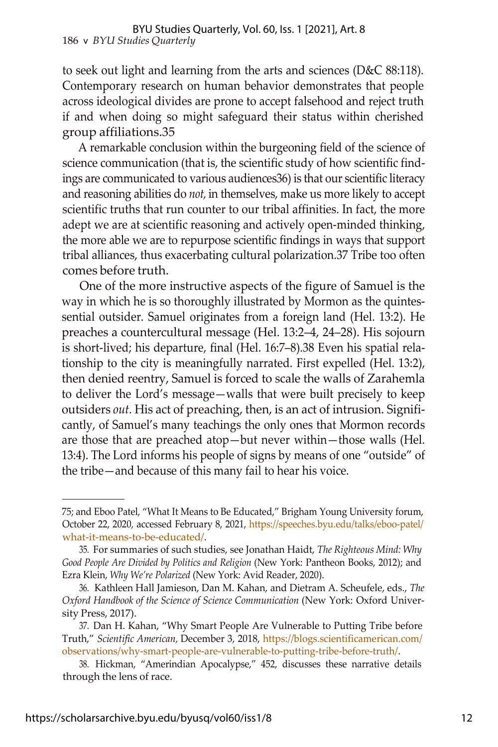to seek out light and learning from the arts and sciences (D&C 88:118). Contemporary research on human behavior demonstrates that people across ideological divides are prone to accept falsehood and reject truth if and when doing so might safeguard their status within cherished group affiliations.[35]

A remarkable conclusion within the burgeoning field of the science of science communication (that is, the scientific study of how scientific findings are communicated to various audiences[36]) is that our scientific literacy and reasoning abilities do *not,* in themselves, make us more likely to accept scientific truths that run counter to our tribal affinities. In fact, the more adept we are at scientific reasoning and actively open-minded thinking, the more able we are to repurpose scientific findings in ways that support tribal alliances, thus exacerbating cultural polarization.[37] Tribe too often comes before truth.

One of the more instructive aspects of the figure of Samuel is the way in which he is so thoroughly illustrated by Mormon as the quintessential outsider. Samuel originates from a foreign land (Hel. 13:2). He preaches a countercultural message (Hel. 13:2–4, 24–28). His sojourn is short-lived; his departure, final (Hel. 16:7–8).[38] Even his spatial relationship to the city is meaningfully narrated. First expelled (Hel. 13:2), then denied reentry, Samuel is forced to scale the walls of Zarahemla to deliver the Lord's message—walls that were built precisely to keep outsiders *out.* His act of preaching, then, is an act of intrusion. Significantly, of Samuel's many teachings the only ones that Mormon records are those that are preached atop—but never within—those walls (Hel. 13:4). The Lord informs his people of signs by means of one "outside" of the tribe—and because of this many fail to hear his voice.

---

75; and Eboo Patel, "What It Means to Be Educated," Brigham Young University forum, October 22, 2020, accessed February 8, 2021, https://speeches.byu.edu/talks/eboo-patel/what-it-means-to-be-educated/.

35. For summaries of such studies, see Jonathan Haidt, *The Righteous Mind: Why Good People Are Divided by Politics and Religion* (New York: Pantheon Books, 2012); and Ezra Klein, *Why We're Polarized* (New York: Avid Reader, 2020).

36. Kathleen Hall Jamieson, Dan M. Kahan, and Dietram A. Scheufele, eds., *The Oxford Handbook of the Science of Science Communication* (New York: Oxford University Press, 2017).

37. Dan H. Kahan, "Why Smart People Are Vulnerable to Putting Tribe before Truth," *Scientific American,* December 3, 2018, https://blogs.scientificamerican.com/observations/why-smart-people-are-vulnerable-to-putting-tribe-before-truth/.

38. Hickman, "Amerindian Apocalypse," 452, discusses these narrative details through the lens of race.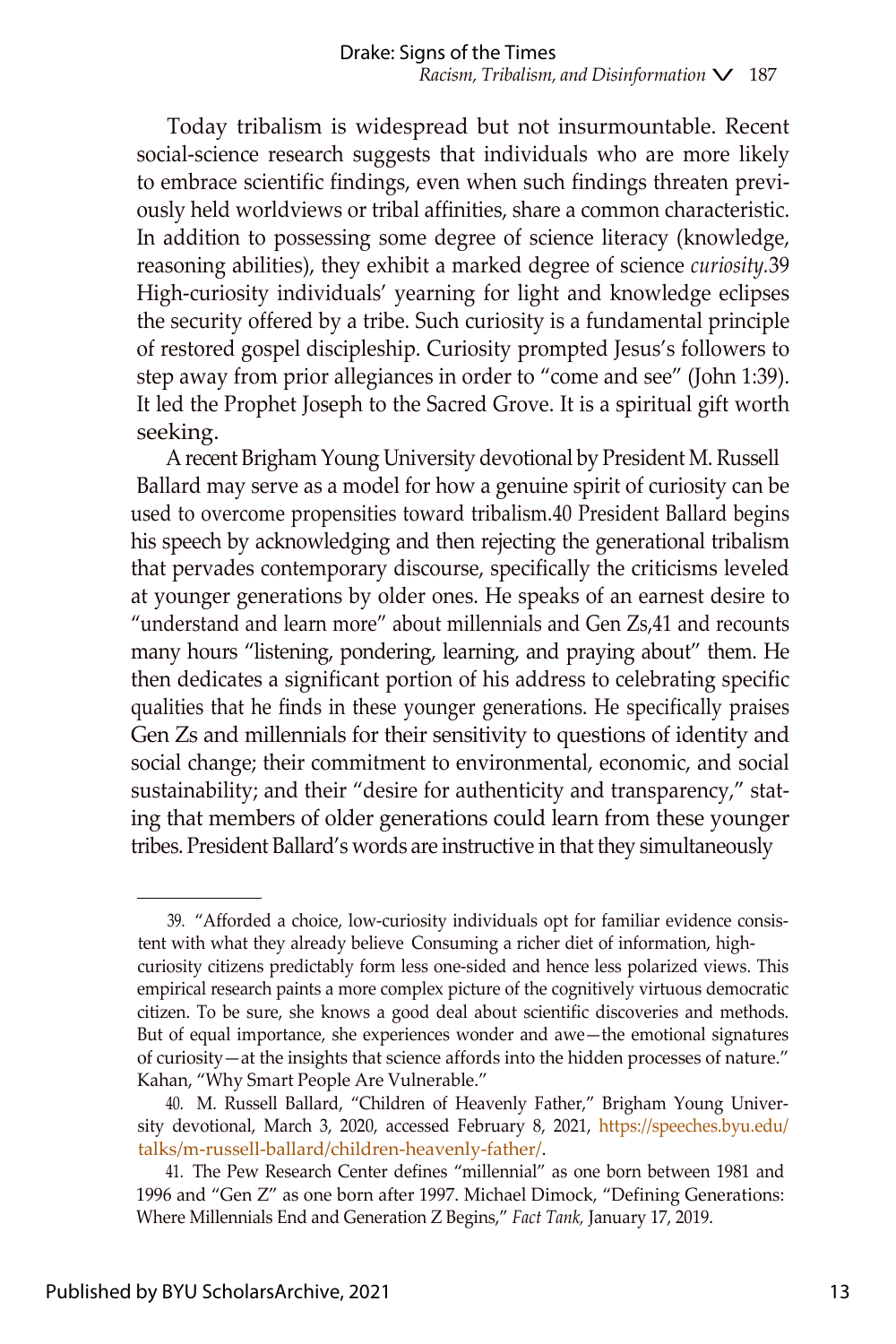Today tribalism is widespread but not insurmountable. Recent social-science research suggests that individuals who are more likely to embrace scientific findings, even when such findings threaten previously held worldviews or tribal affinities, share a common characteristic. In addition to possessing some degree of science literacy (knowledge, reasoning abilities), they exhibit a marked degree of science *curiosity*.[39] High-curiosity individuals' yearning for light and knowledge eclipses the security offered by a tribe. Such curiosity is a fundamental principle of restored gospel discipleship. Curiosity prompted Jesus's followers to step away from prior allegiances in order to "come and see" (John 1:39). It led the Prophet Joseph to the Sacred Grove. It is a spiritual gift worth seeking.

A recent Brigham Young University devotional by President M. Russell Ballard may serve as a model for how a genuine spirit of curiosity can be used to overcome propensities toward tribalism.[40] President Ballard begins his speech by acknowledging and then rejecting the generational tribalism that pervades contemporary discourse, specifically the criticisms leveled at younger generations by older ones. He speaks of an earnest desire to "understand and learn more" about millennials and Gen Zs,[41] and recounts many hours "listening, pondering, learning, and praying about" them. He then dedicates a significant portion of his address to celebrating specific qualities that he finds in these younger generations. He specifically praises Gen Zs and millennials for their sensitivity to questions of identity and social change; their commitment to environmental, economic, and social sustainability; and their "desire for authenticity and transparency," stating that members of older generations could learn from these younger tribes. President Ballard's words are instructive in that they simultaneously

---

39. "Afforded a choice, low-curiosity individuals opt for familiar evidence consistent with what they already believe Consuming a richer diet of information, high-curiosity citizens predictably form less one-sided and hence less polarized views. This empirical research paints a more complex picture of the cognitively virtuous democratic citizen. To be sure, she knows a good deal about scientific discoveries and methods. But of equal importance, she experiences wonder and awe—the emotional signatures of curiosity—at the insights that science affords into the hidden processes of nature." Kahan, "Why Smart People Are Vulnerable."

40. M. Russell Ballard, "Children of Heavenly Father," Brigham Young University devotional, March 3, 2020, accessed February 8, 2021, https://speeches.byu.edu/talks/m-russell-ballard/children-heavenly-father/.

41. The Pew Research Center defines "millennial" as one born between 1981 and 1996 and "Gen Z" as one born after 1997. Michael Dimock, "Defining Generations: Where Millennials End and Generation Z Begins," *Fact Tank,* January 17, 2019.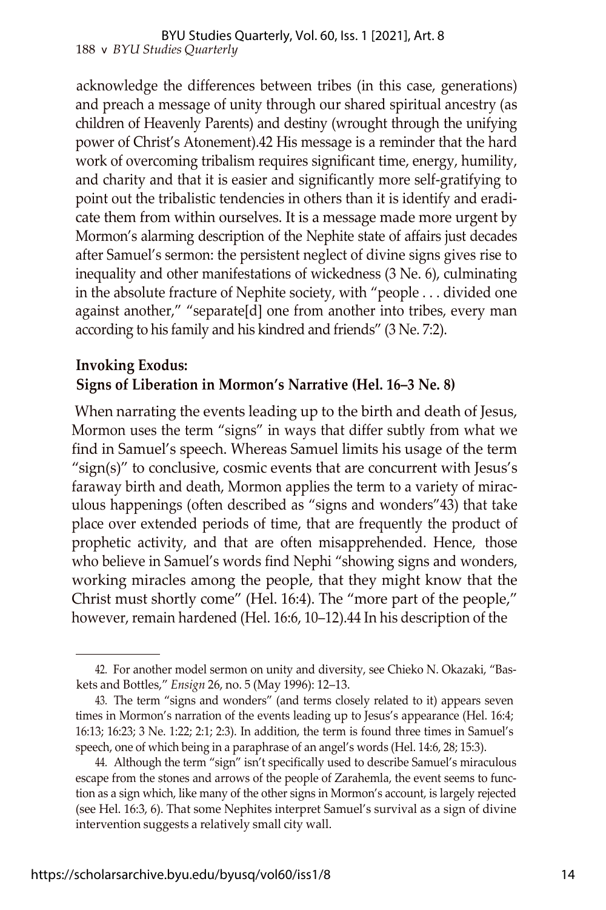acknowledge the differences between tribes (in this case, generations) and preach a message of unity through our shared spiritual ancestry (as children of Heavenly Parents) and destiny (wrought through the unifying power of Christ's Atonement).[42] His message is a reminder that the hard work of overcoming tribalism requires significant time, energy, humility, and charity and that it is easier and significantly more self-gratifying to point out the tribalistic tendencies in others than it is identify and eradicate them from within ourselves. It is a message made more urgent by Mormon's alarming description of the Nephite state of affairs just decades after Samuel's sermon: the persistent neglect of divine signs gives rise to inequality and other manifestations of wickedness (3 Ne. 6), culminating in the absolute fracture of Nephite society, with "people . . . divided one against another," "separate[d] one from another into tribes, every man according to his family and his kindred and friends" (3 Ne. 7:2).

### Invoking Exodus: Signs of Liberation in Mormon's Narrative (Hel. 16–3 Ne. 8)

When narrating the events leading up to the birth and death of Jesus, Mormon uses the term "signs" in ways that differ subtly from what we find in Samuel's speech. Whereas Samuel limits his usage of the term "sign(s)" to conclusive, cosmic events that are concurrent with Jesus's faraway birth and death, Mormon applies the term to a variety of miraculous happenings (often described as "signs and wonders"[43]) that take place over extended periods of time, that are frequently the product of prophetic activity, and that are often misapprehended. Hence, those who believe in Samuel's words find Nephi "showing signs and wonders, working miracles among the people, that they might know that the Christ must shortly come" (Hel. 16:4). The "more part of the people," however, remain hardened (Hel. 16:6, 10–12).[44] In his description of the

42. For another model sermon on unity and diversity, see Chieko N. Okazaki, "Baskets and Bottles," *Ensign* 26, no. 5 (May 1996): 12–13.

43. The term "signs and wonders" (and terms closely related to it) appears seven times in Mormon's narration of the events leading up to Jesus's appearance (Hel. 16:4; 16:13; 16:23; 3 Ne. 1:22; 2:1; 2:3). In addition, the term is found three times in Samuel's speech, one of which being in a paraphrase of an angel's words (Hel. 14:6, 28; 15:3).

44. Although the term "sign" isn't specifically used to describe Samuel's miraculous escape from the stones and arrows of the people of Zarahemla, the event seems to function as a sign which, like many of the other signs in Mormon's account, is largely rejected (see Hel. 16:3, 6). That some Nephites interpret Samuel's survival as a sign of divine intervention suggests a relatively small city wall.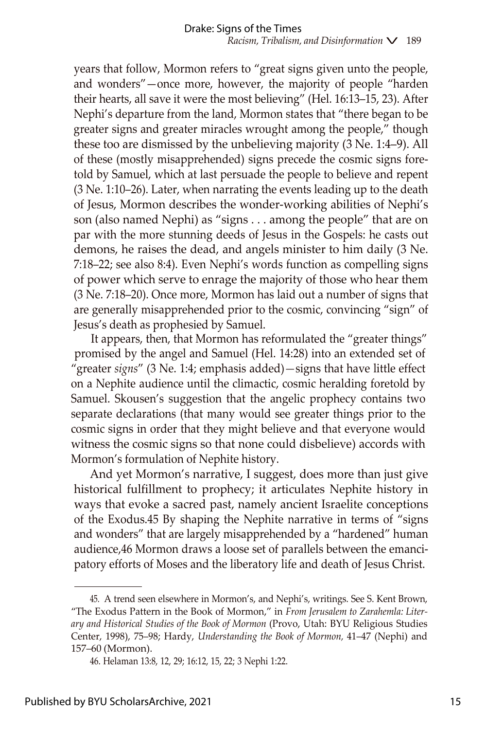years that follow, Mormon refers to "great signs given unto the people, and wonders"—once more, however, the majority of people "harden their hearts, all save it were the most believing" (Hel. 16:13–15, 23). After Nephi's departure from the land, Mormon states that "there began to be greater signs and greater miracles wrought among the people," though these too are dismissed by the unbelieving majority (3 Ne. 1:4–9). All of these (mostly misapprehended) signs precede the cosmic signs foretold by Samuel, which at last persuade the people to believe and repent (3 Ne. 1:10–26). Later, when narrating the events leading up to the death of Jesus, Mormon describes the wonder-working abilities of Nephi's son (also named Nephi) as "signs . . . among the people" that are on par with the more stunning deeds of Jesus in the Gospels: he casts out demons, he raises the dead, and angels minister to him daily (3 Ne. 7:18–22; see also 8:4). Even Nephi's words function as compelling signs of power which serve to enrage the majority of those who hear them (3 Ne. 7:18–20). Once more, Mormon has laid out a number of signs that are generally misapprehended prior to the cosmic, convincing "sign" of Jesus's death as prophesied by Samuel.

It appears, then, that Mormon has reformulated the "greater things" promised by the angel and Samuel (Hel. 14:28) into an extended set of "greater *signs*" (3 Ne. 1:4; emphasis added)—signs that have little effect on a Nephite audience until the climactic, cosmic heralding foretold by Samuel. Skousen's suggestion that the angelic prophecy contains two separate declarations (that many would see greater things prior to the cosmic signs in order that they might believe and that everyone would witness the cosmic signs so that none could disbelieve) accords with Mormon's formulation of Nephite history.

And yet Mormon's narrative, I suggest, does more than just give historical fulfillment to prophecy; it articulates Nephite history in ways that evoke a sacred past, namely ancient Israelite conceptions of the Exodus.[45] By shaping the Nephite narrative in terms of "signs and wonders" that are largely misapprehended by a "hardened" human audience,[46] Mormon draws a loose set of parallels between the emancipatory efforts of Moses and the liberatory life and death of Jesus Christ.

---

45. A trend seen elsewhere in Mormon's, and Nephi's, writings. See S. Kent Brown, "The Exodus Pattern in the Book of Mormon," in *From Jerusalem to Zarahemla: Literary and Historical Studies of the Book of Mormon* (Provo, Utah: BYU Religious Studies Center, 1998), 75–98; Hardy, *Understanding the Book of Mormon,* 41–47 (Nephi) and 157–60 (Mormon).

46. Helaman 13:8, 12, 29; 16:12, 15, 22; 3 Nephi 1:22.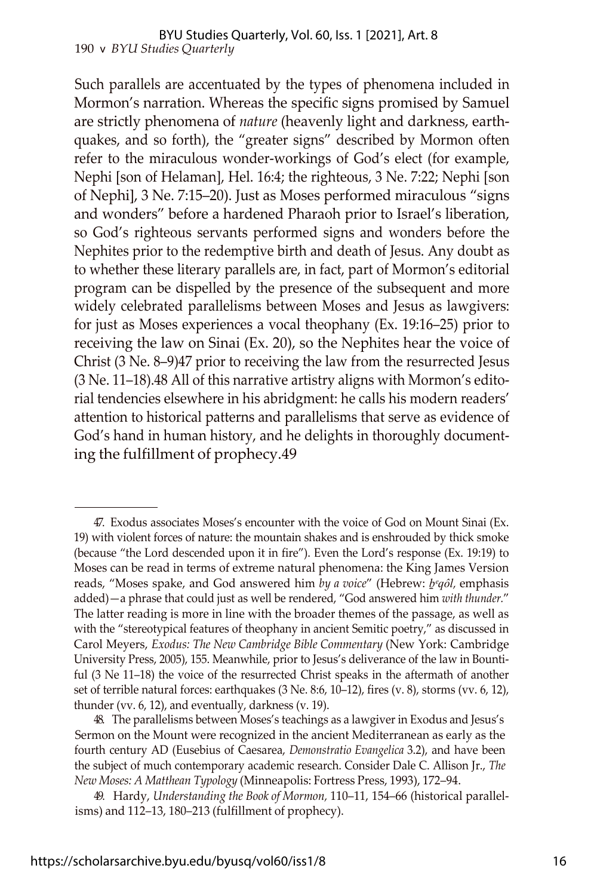Such parallels are accentuated by the types of phenomena included in Mormon's narration. Whereas the specific signs promised by Samuel are strictly phenomena of *nature* (heavenly light and darkness, earthquakes, and so forth), the "greater signs" described by Mormon often refer to the miraculous wonder-workings of God's elect (for example, Nephi [son of Helaman], Hel. 16:4; the righteous, 3 Ne. 7:22; Nephi [son of Nephi], 3 Ne. 7:15–20). Just as Moses performed miraculous "signs and wonders" before a hardened Pharaoh prior to Israel's liberation, so God's righteous servants performed signs and wonders before the Nephites prior to the redemptive birth and death of Jesus. Any doubt as to whether these literary parallels are, in fact, part of Mormon's editorial program can be dispelled by the presence of the subsequent and more widely celebrated parallelisms between Moses and Jesus as lawgivers: for just as Moses experiences a vocal theophany (Ex. 19:16–25) prior to receiving the law on Sinai (Ex. 20), so the Nephites hear the voice of Christ (3 Ne. 8–9)[47] prior to receiving the law from the resurrected Jesus (3 Ne. 11–18).[48] All of this narrative artistry aligns with Mormon's editorial tendencies elsewhere in his abridgment: he calls his modern readers' attention to historical patterns and parallelisms that serve as evidence of God's hand in human history, and he delights in thoroughly documenting the fulfillment of prophecy.[49]

---

47. Exodus associates Moses's encounter with the voice of God on Mount Sinai (Ex. 19) with violent forces of nature: the mountain shakes and is enshrouded by thick smoke (because "the Lord descended upon it in fire"). Even the Lord's response (Ex. 19:19) to Moses can be read in terms of extreme natural phenomena: the King James Version reads, "Moses spake, and God answered him *by a voice*" (Hebrew: *ḇᵉqôl,* emphasis added)—a phrase that could just as well be rendered, "God answered him *with thunder*." The latter reading is more in line with the broader themes of the passage, as well as with the "stereotypical features of theophany in ancient Semitic poetry," as discussed in Carol Meyers, *Exodus: The New Cambridge Bible Commentary* (New York: Cambridge University Press, 2005), 155. Meanwhile, prior to Jesus's deliverance of the law in Bountiful (3 Ne 11–18) the voice of the resurrected Christ speaks in the aftermath of another set of terrible natural forces: earthquakes (3 Ne. 8:6, 10–12), fires (v. 8), storms (vv. 6, 12), thunder (vv. 6, 12), and eventually, darkness (v. 19).

48. The parallelisms between Moses's teachings as a lawgiver in Exodus and Jesus's Sermon on the Mount were recognized in the ancient Mediterranean as early as the fourth century AD (Eusebius of Caesarea, *Demonstratio Evangelica* 3.2), and have been the subject of much contemporary academic research. Consider Dale C. Allison Jr., *The New Moses: A Matthean Typology* (Minneapolis: Fortress Press, 1993), 172–94.

49. Hardy, *Understanding the Book of Mormon,* 110–11, 154–66 (historical parallelisms) and 112–13, 180–213 (fulfillment of prophecy).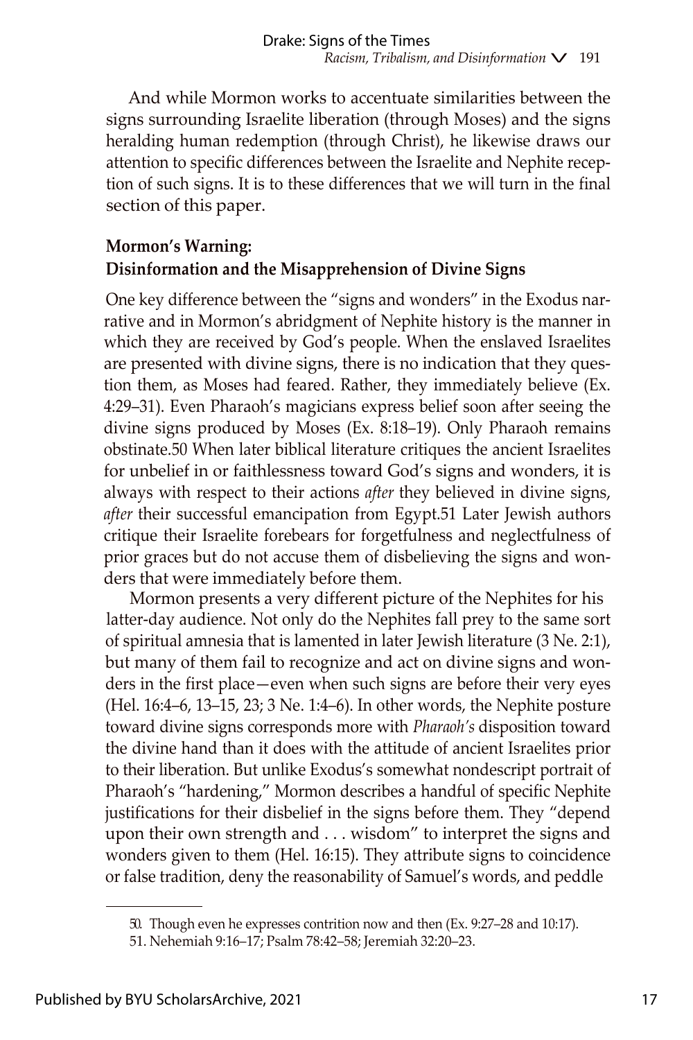And while Mormon works to accentuate similarities between the signs surrounding Israelite liberation (through Moses) and the signs heralding human redemption (through Christ), he likewise draws our attention to specific differences between the Israelite and Nephite reception of such signs. It is to these differences that we will turn in the final section of this paper.

### Mormon's Warning: Disinformation and the Misapprehension of Divine Signs

One key difference between the "signs and wonders" in the Exodus narrative and in Mormon's abridgment of Nephite history is the manner in which they are received by God's people. When the enslaved Israelites are presented with divine signs, there is no indication that they question them, as Moses had feared. Rather, they immediately believe (Ex. 4:29–31). Even Pharaoh's magicians express belief soon after seeing the divine signs produced by Moses (Ex. 8:18–19). Only Pharaoh remains obstinate.[50] When later biblical literature critiques the ancient Israelites for unbelief in or faithlessness toward God's signs and wonders, it is always with respect to their actions *after* they believed in divine signs, *after* their successful emancipation from Egypt.[51] Later Jewish authors critique their Israelite forebears for forgetfulness and neglectfulness of prior graces but do not accuse them of disbelieving the signs and wonders that were immediately before them.

Mormon presents a very different picture of the Nephites for his latter-day audience. Not only do the Nephites fall prey to the same sort of spiritual amnesia that is lamented in later Jewish literature (3 Ne. 2:1), but many of them fail to recognize and act on divine signs and wonders in the first place—even when such signs are before their very eyes (Hel. 16:4–6, 13–15, 23; 3 Ne. 1:4–6). In other words, the Nephite posture toward divine signs corresponds more with *Pharaoh's* disposition toward the divine hand than it does with the attitude of ancient Israelites prior to their liberation. But unlike Exodus's somewhat nondescript portrait of Pharaoh's "hardening," Mormon describes a handful of specific Nephite justifications for their disbelief in the signs before them. They "depend upon their own strength and . . . wisdom" to interpret the signs and wonders given to them (Hel. 16:15). They attribute signs to coincidence or false tradition, deny the reasonability of Samuel's words, and peddle

---

50. Though even he expresses contrition now and then (Ex. 9:27–28 and 10:17).

51. Nehemiah 9:16–17; Psalm 78:42–58; Jeremiah 32:20–23.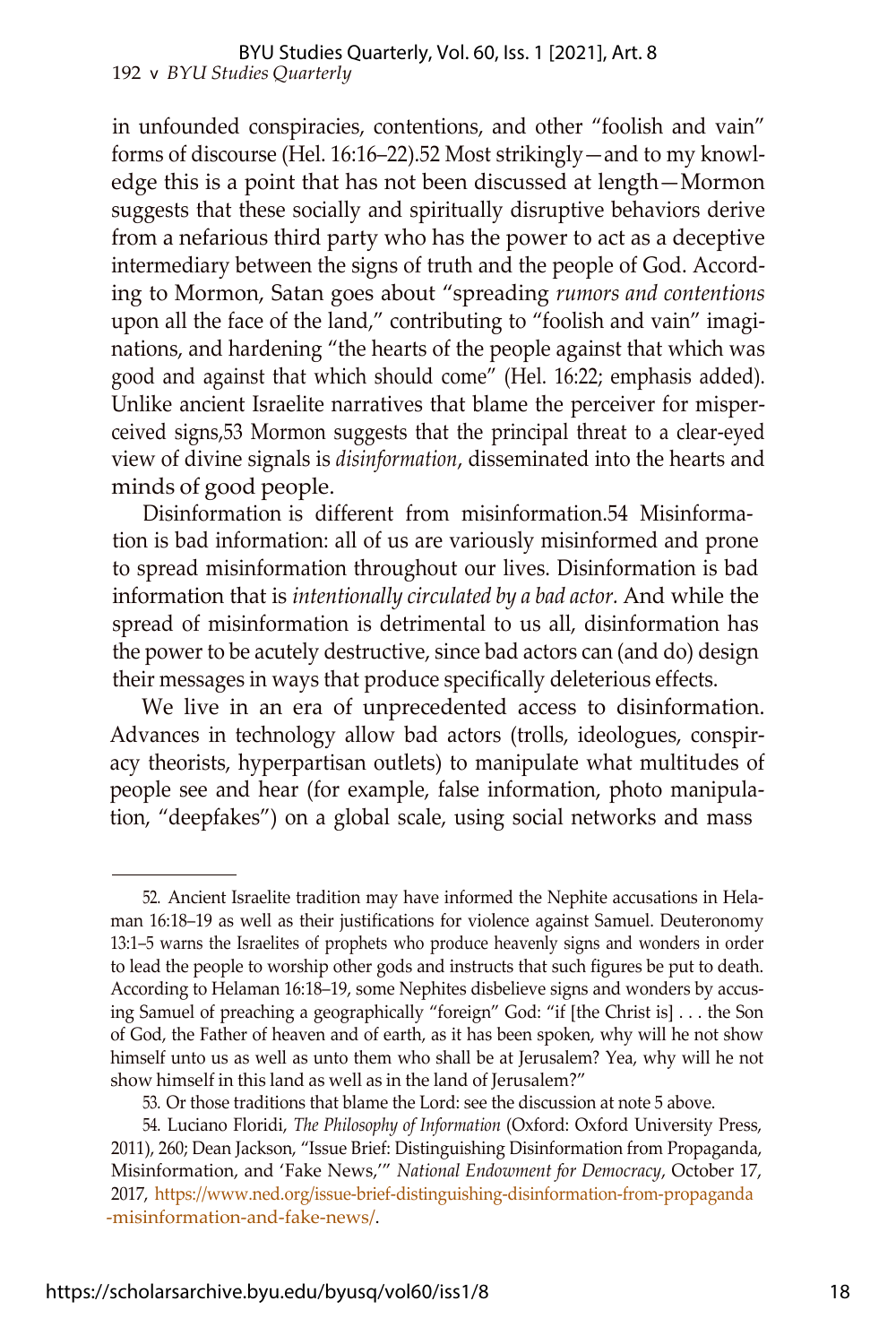in unfounded conspiracies, contentions, and other "foolish and vain" forms of discourse (Hel. 16:16–22).[52] Most strikingly—and to my knowledge this is a point that has not been discussed at length—Mormon suggests that these socially and spiritually disruptive behaviors derive from a nefarious third party who has the power to act as a deceptive intermediary between the signs of truth and the people of God. According to Mormon, Satan goes about "spreading *rumors and contentions* upon all the face of the land," contributing to "foolish and vain" imaginations, and hardening "the hearts of the people against that which was good and against that which should come" (Hel. 16:22; emphasis added). Unlike ancient Israelite narratives that blame the perceiver for misperceived signs,[53] Mormon suggests that the principal threat to a clear-eyed view of divine signals is *disinformation*, disseminated into the hearts and minds of good people.

Disinformation is different from misinformation.[54] Misinformation is bad information: all of us are variously misinformed and prone to spread misinformation throughout our lives. Disinformation is bad information that is *intentionally circulated by a bad actor.* And while the spread of misinformation is detrimental to us all, disinformation has the power to be acutely destructive, since bad actors can (and do) design their messages in ways that produce specifically deleterious effects.

We live in an era of unprecedented access to disinformation. Advances in technology allow bad actors (trolls, ideologues, conspiracy theorists, hyperpartisan outlets) to manipulate what multitudes of people see and hear (for example, false information, photo manipulation, "deepfakes") on a global scale, using social networks and mass

---

52. Ancient Israelite tradition may have informed the Nephite accusations in Helaman 16:18–19 as well as their justifications for violence against Samuel. Deuteronomy 13:1–5 warns the Israelites of prophets who produce heavenly signs and wonders in order to lead the people to worship other gods and instructs that such figures be put to death. According to Helaman 16:18–19, some Nephites disbelieve signs and wonders by accusing Samuel of preaching a geographically "foreign" God: "if [the Christ is] . . . the Son of God, the Father of heaven and of earth, as it has been spoken, why will he not show himself unto us as well as unto them who shall be at Jerusalem? Yea, why will he not show himself in this land as well as in the land of Jerusalem?"

53. Or those traditions that blame the Lord: see the discussion at note 5 above.

54. Luciano Floridi, *The Philosophy of Information* (Oxford: Oxford University Press, 2011), 260; Dean Jackson, "Issue Brief: Distinguishing Disinformation from Propaganda, Misinformation, and 'Fake News,'" *National Endowment for Democracy*, October 17, 2017, https://www.ned.org/issue-brief-distinguishing-disinformation-from-propaganda-misinformation-and-fake-news/.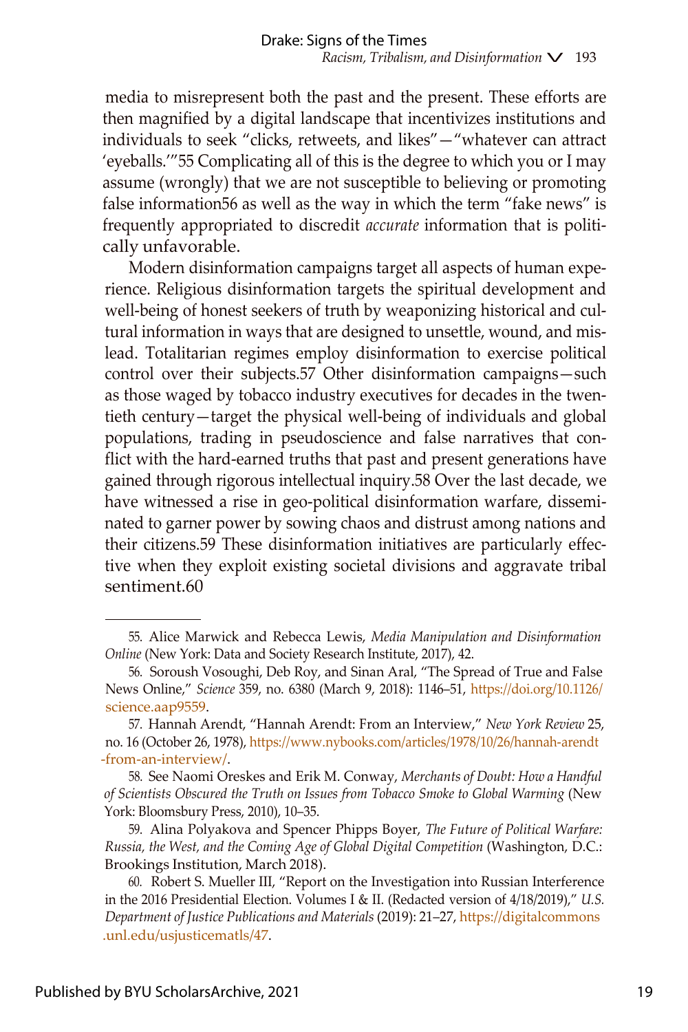media to misrepresent both the past and the present. These efforts are then magnified by a digital landscape that incentivizes institutions and individuals to seek "clicks, retweets, and likes"—"whatever can attract 'eyeballs.'"[55] Complicating all of this is the degree to which you or I may assume (wrongly) that we are not susceptible to believing or promoting false information[56] as well as the way in which the term "fake news" is frequently appropriated to discredit *accurate* information that is politically unfavorable.

Modern disinformation campaigns target all aspects of human experience. Religious disinformation targets the spiritual development and well-being of honest seekers of truth by weaponizing historical and cultural information in ways that are designed to unsettle, wound, and mislead. Totalitarian regimes employ disinformation to exercise political control over their subjects.[57] Other disinformation campaigns—such as those waged by tobacco industry executives for decades in the twentieth century—target the physical well-being of individuals and global populations, trading in pseudoscience and false narratives that conflict with the hard-earned truths that past and present generations have gained through rigorous intellectual inquiry.[58] Over the last decade, we have witnessed a rise in geo-political disinformation warfare, disseminated to garner power by sowing chaos and distrust among nations and their citizens.[59] These disinformation initiatives are particularly effective when they exploit existing societal divisions and aggravate tribal sentiment.[60]

---

55. Alice Marwick and Rebecca Lewis, *Media Manipulation and Disinformation Online* (New York: Data and Society Research Institute, 2017), 42.

56. Soroush Vosoughi, Deb Roy, and Sinan Aral, "The Spread of True and False News Online," *Science* 359, no. 6380 (March 9, 2018): 1146–51, https://doi.org/10.1126/science.aap9559.

57. Hannah Arendt, "Hannah Arendt: From an Interview," *New York Review* 25, no. 16 (October 26, 1978), https://www.nybooks.com/articles/1978/10/26/hannah-arendt-from-an-interview/.

58. See Naomi Oreskes and Erik M. Conway, *Merchants of Doubt: How a Handful of Scientists Obscured the Truth on Issues from Tobacco Smoke to Global Warming* (New York: Bloomsbury Press, 2010), 10–35.

59. Alina Polyakova and Spencer Phipps Boyer, *The Future of Political Warfare: Russia, the West, and the Coming Age of Global Digital Competition* (Washington, D.C.: Brookings Institution, March 2018).

60. Robert S. Mueller III, "Report on the Investigation into Russian Interference in the 2016 Presidential Election. Volumes I & II. (Redacted version of 4/18/2019)," *U.S. Department of Justice Publications and Materials* (2019): 21–27, https://digitalcommons.unl.edu/usjusticematls/47.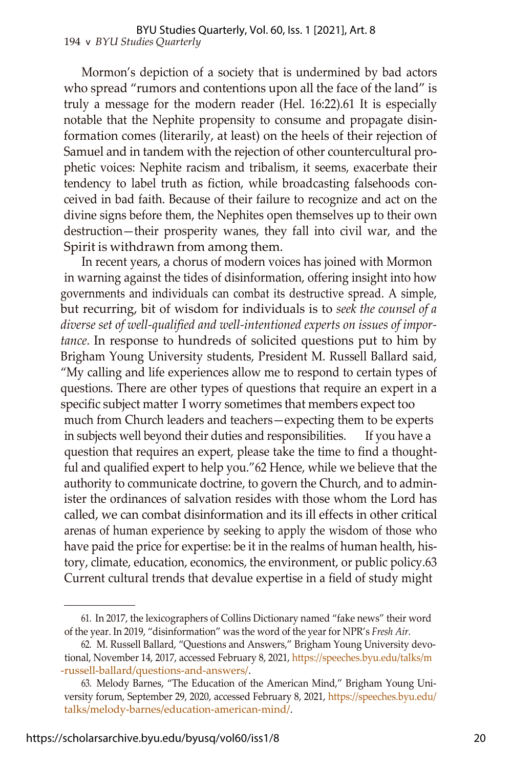Mormon's depiction of a society that is undermined by bad actors who spread "rumors and contentions upon all the face of the land" is truly a message for the modern reader (Hel. 16:22).[61] It is especially notable that the Nephite propensity to consume and propagate disinformation comes (literarily, at least) on the heels of their rejection of Samuel and in tandem with the rejection of other countercultural prophetic voices: Nephite racism and tribalism, it seems, exacerbate their tendency to label truth as fiction, while broadcasting falsehoods conceived in bad faith. Because of their failure to recognize and act on the divine signs before them, the Nephites open themselves up to their own destruction—their prosperity wanes, they fall into civil war, and the Spirit is withdrawn from among them.

In recent years, a chorus of modern voices has joined with Mormon in warning against the tides of disinformation, offering insight into how governments and individuals can combat its destructive spread. A simple, but recurring, bit of wisdom for individuals is to *seek the counsel of a diverse set of well-qualified and well-intentioned experts on issues of importance.* In response to hundreds of solicited questions put to him by Brigham Young University students, President M. Russell Ballard said, "My calling and life experiences allow me to respond to certain types of questions. There are other types of questions that require an expert in a specific subject matter I worry sometimes that members expect too much from Church leaders and teachers—expecting them to be experts in subjects well beyond their duties and responsibilities. If you have a question that requires an expert, please take the time to find a thoughtful and qualified expert to help you."[62] Hence, while we believe that the authority to communicate doctrine, to govern the Church, and to administer the ordinances of salvation resides with those whom the Lord has called, we can combat disinformation and its ill effects in other critical arenas of human experience by seeking to apply the wisdom of those who have paid the price for expertise: be it in the realms of human health, history, climate, education, economics, the environment, or public policy.[63] Current cultural trends that devalue expertise in a field of study might

---

61. In 2017, the lexicographers of Collins Dictionary named "fake news" their word of the year. In 2019, "disinformation" was the word of the year for NPR's *Fresh Air.*

62. M. Russell Ballard, "Questions and Answers," Brigham Young University devotional, November 14, 2017, accessed February 8, 2021, https://speeches.byu.edu/talks/m-russell-ballard/questions-and-answers/.

63. Melody Barnes, "The Education of the American Mind," Brigham Young University forum, September 29, 2020, accessed February 8, 2021, https://speeches.byu.edu/talks/melody-barnes/education-american-mind/.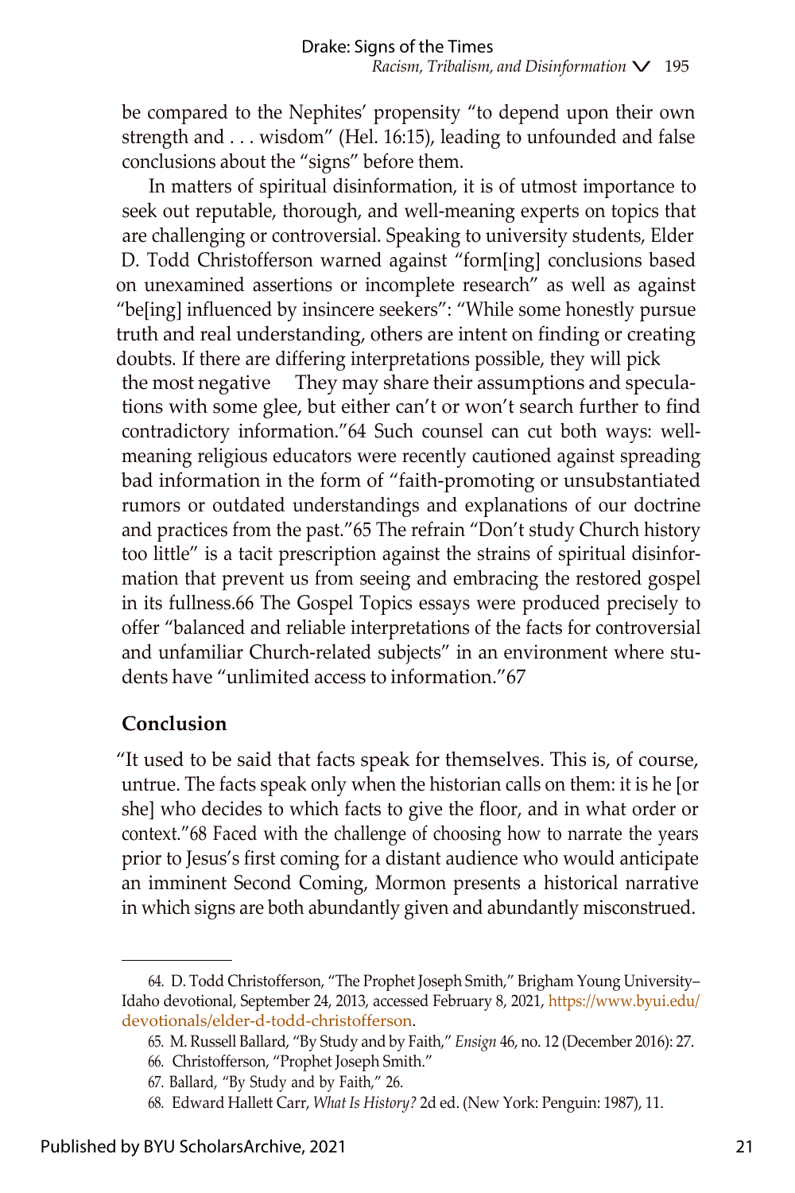be compared to the Nephites' propensity "to depend upon their own strength and . . . wisdom" (Hel. 16:15), leading to unfounded and false conclusions about the "signs" before them.

In matters of spiritual disinformation, it is of utmost importance to seek out reputable, thorough, and well-meaning experts on topics that are challenging or controversial. Speaking to university students, Elder D. Todd Christofferson warned against "form[ing] conclusions based on unexamined assertions or incomplete research" as well as against "be[ing] influenced by insincere seekers": "While some honestly pursue truth and real understanding, others are intent on finding or creating doubts. If there are differing interpretations possible, they will pick the most negative They may share their assumptions and speculations with some glee, but either can't or won't search further to find contradictory information."[64] Such counsel can cut both ways: well-meaning religious educators were recently cautioned against spreading bad information in the form of "faith-promoting or unsubstantiated rumors or outdated understandings and explanations of our doctrine and practices from the past."[65] The refrain "Don't study Church history too little" is a tacit prescription against the strains of spiritual disinformation that prevent us from seeing and embracing the restored gospel in its fullness.[66] The Gospel Topics essays were produced precisely to offer "balanced and reliable interpretations of the facts for controversial and unfamiliar Church-related subjects" in an environment where students have "unlimited access to information."[67]

## Conclusion

"It used to be said that facts speak for themselves. This is, of course, untrue. The facts speak only when the historian calls on them: it is he [or she] who decides to which facts to give the floor, and in what order or context."[68] Faced with the challenge of choosing how to narrate the years prior to Jesus's first coming for a distant audience who would anticipate an imminent Second Coming, Mormon presents a historical narrative in which signs are both abundantly given and abundantly misconstrued.

---

64. D. Todd Christofferson, "The Prophet Joseph Smith," Brigham Young University–Idaho devotional, September 24, 2013, accessed February 8, 2021, https://www.byui.edu/devotionals/elder-d-todd-christofferson.

65. M. Russell Ballard, "By Study and by Faith," *Ensign* 46, no. 12 (December 2016): 27.

66. Christofferson, "Prophet Joseph Smith."

67. Ballard, "By Study and by Faith," 26.

68. Edward Hallett Carr, *What Is History?* 2d ed. (New York: Penguin: 1987), 11.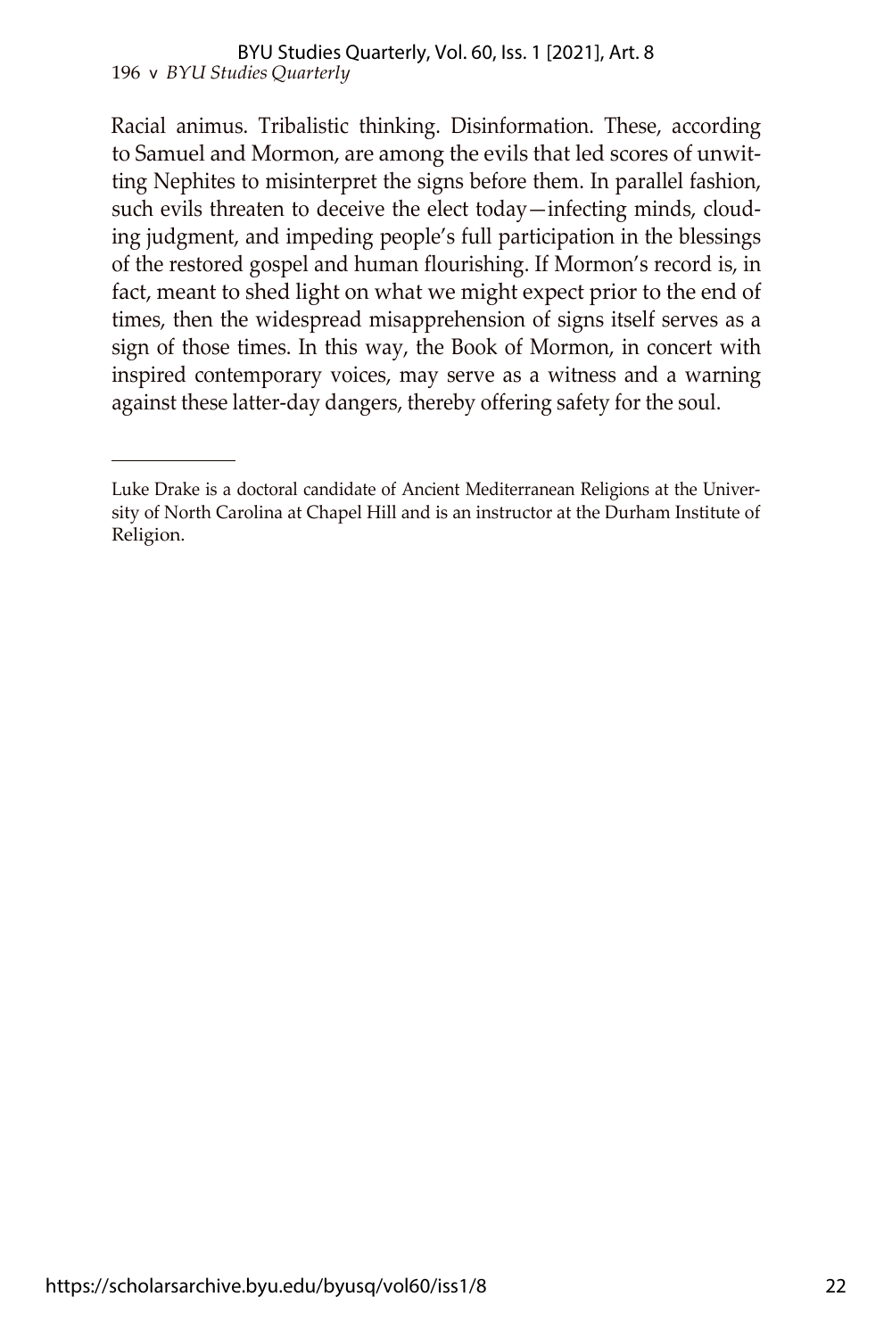Racial animus. Tribalistic thinking. Disinformation. These, according to Samuel and Mormon, are among the evils that led scores of unwitting Nephites to misinterpret the signs before them. In parallel fashion, such evils threaten to deceive the elect today—infecting minds, clouding judgment, and impeding people's full participation in the blessings of the restored gospel and human flourishing. If Mormon's record is, in fact, meant to shed light on what we might expect prior to the end of times, then the widespread misapprehension of signs itself serves as a sign of those times. In this way, the Book of Mormon, in concert with inspired contemporary voices, may serve as a witness and a warning against these latter-day dangers, thereby offering safety for the soul.

---

Luke Drake is a doctoral candidate of Ancient Mediterranean Religions at the University of North Carolina at Chapel Hill and is an instructor at the Durham Institute of Religion.